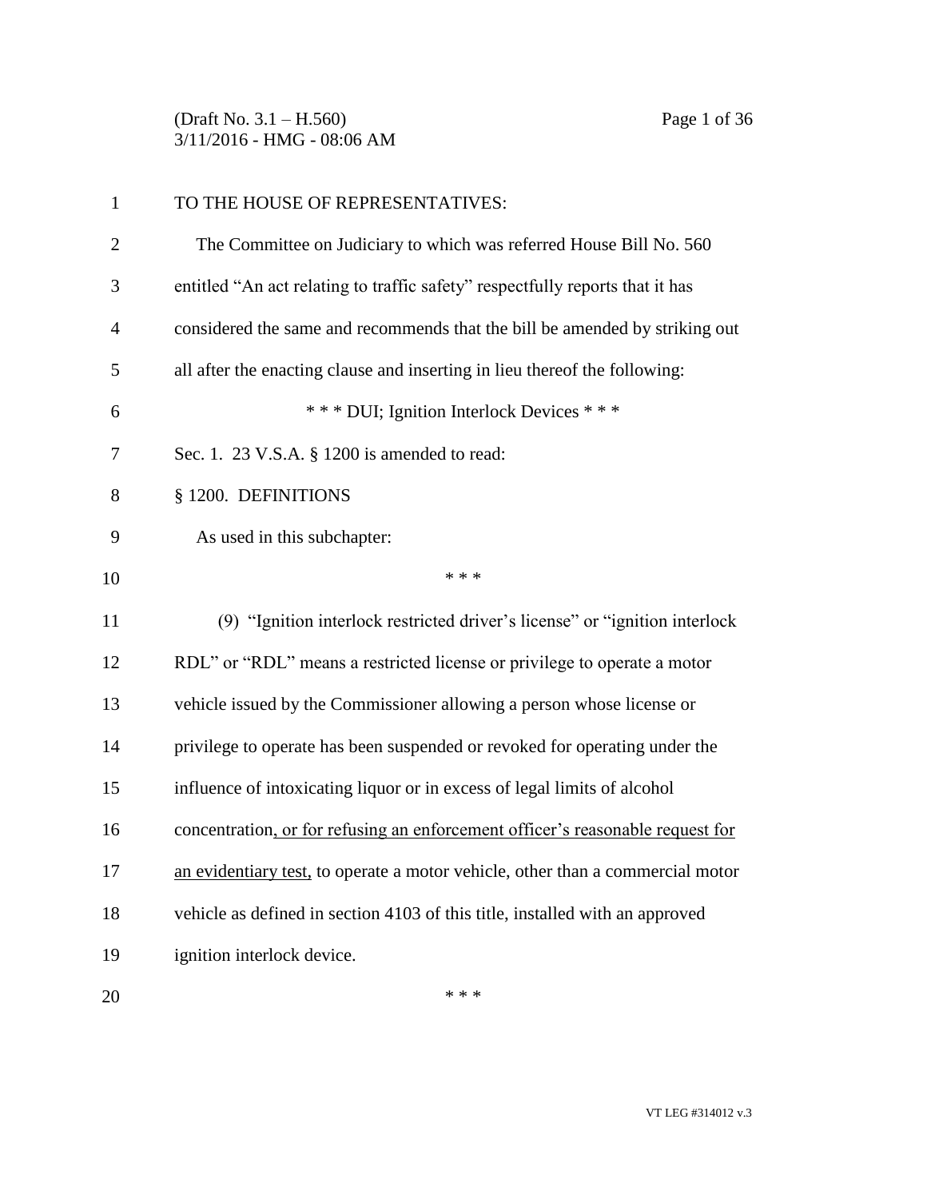TO THE HOUSE OF REPRESENTATIVES:

The Committee on Judiciary to which was referred House Bill No. 560 entitled "An act relating to traffic safety" respectfully reports that it has considered the same and recommends that the bill be amended by striking out all after the enacting clause and inserting in lieu thereof the following:

\* \* \* DUI; Ignition Interlock Devices \* \* \*

Sec. 1. 23 V.S.A. § 1200 is amended to read:

§ 1200. DEFINITIONS

As used in this subchapter:

\* \* \*

(9) "Ignition interlock restricted driver's license" or "ignition interlock RDL" or "RDL" means a restricted license or privilege to operate a motor vehicle issued by the Commissioner allowing a person whose license or privilege to operate has been suspended or revoked for operating under the influence of intoxicating liquor or in excess of legal limits of alcohol concentration<u>, or for refusing an enforcement officer's reasonable request for an evidentiary test,</u> to operate a motor vehicle, other than a commercial motor vehicle as defined in section 4103 of this title, installed with an approved ignition interlock device.

\* \* \*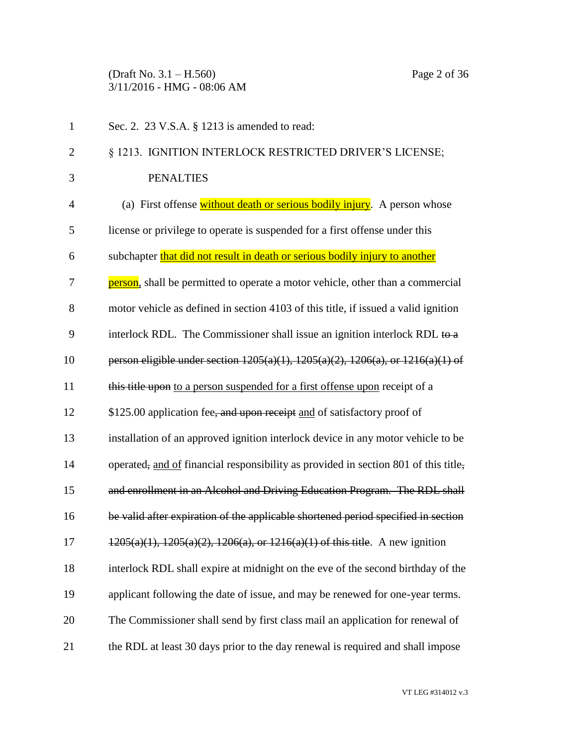Sec. 2. 23 V.S.A. § 1213 is amended to read:

§ 1213. IGNITION INTERLOCK RESTRICTED DRIVER'S LICENSE; PENALTIES

(a) First offense <mark><ins>without death or serious bodily injury</ins></mark>. A person whose license or privilege to operate is suspended for a first offense under this subchapter <mark><ins>that did not result in death or serious bodily injury to another person,</ins></mark> shall be permitted to operate a motor vehicle, other than a commercial motor vehicle as defined in section 4103 of this title, if issued a valid ignition interlock RDL. The Commissioner shall issue an ignition interlock RDL ~~to a person eligible under section 1205(a)(1), 1205(a)(2), 1206(a), or 1216(a)(1) of this title upon~~ <ins>to a person suspended for a first offense upon</ins> receipt of a $125.00 application fee~~, and upon receipt~~ <ins>and</ins> of satisfactory proof of installation of an approved ignition interlock device in any motor vehicle to be operated~~,~~ <ins>and of</ins> financial responsibility as provided in section 801 of this title~~, and enrollment in an Alcohol and Driving Education Program. The RDL shall be valid after expiration of the applicable shortened period specified in section 1205(a)(1), 1205(a)(2), 1206(a), or 1216(a)(1) of this title~~. A new ignition interlock RDL shall expire at midnight on the eve of the second birthday of the applicant following the date of issue, and may be renewed for one-year terms. The Commissioner shall send by first class mail an application for renewal of the RDL at least 30 days prior to the day renewal is required and shall impose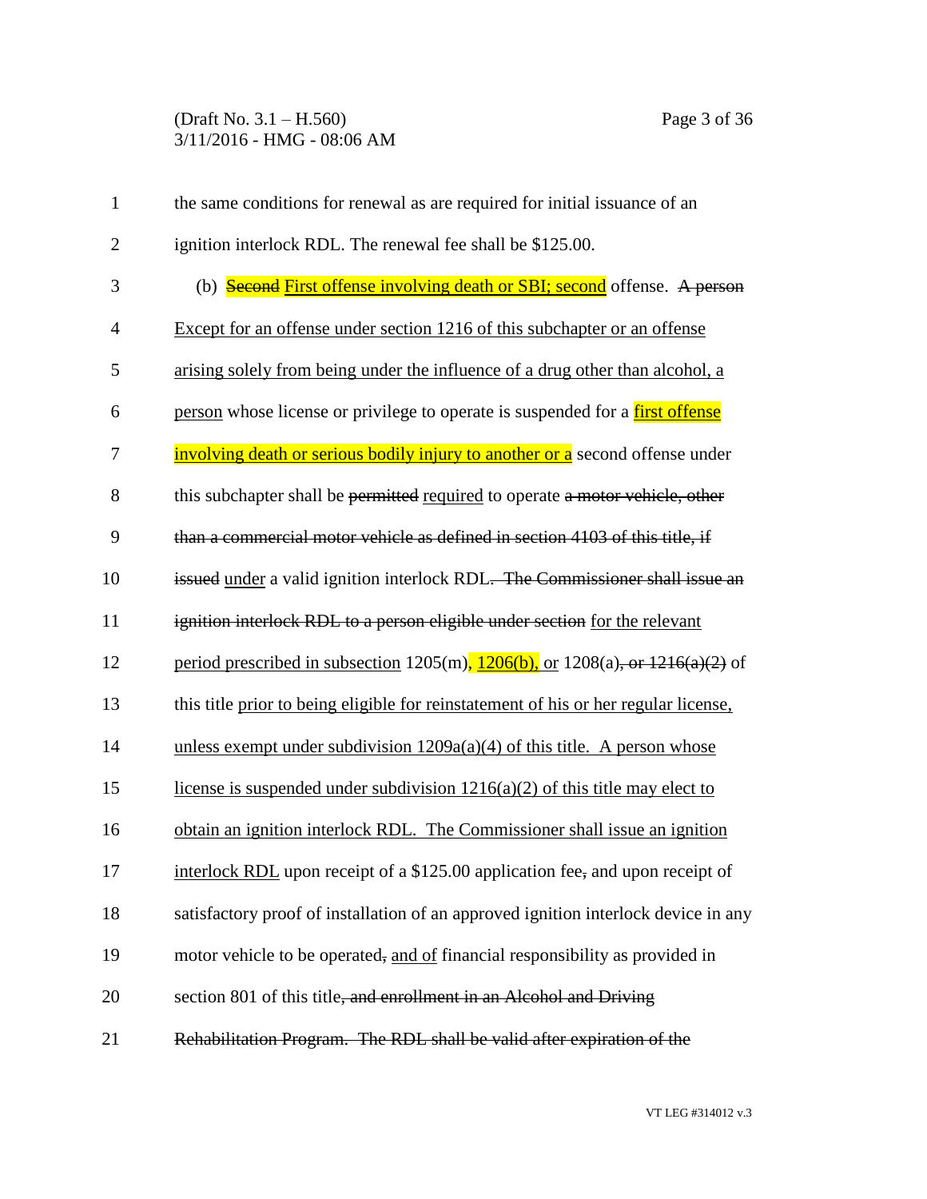the same conditions for renewal as are required for initial issuance of an ignition interlock RDL. The renewal fee shall be $125.00.

(b) ~~Second~~ First offense involving death or SBI; second offense. ~~A person~~ Except for an offense under section 1216 of this subchapter or an offense arising solely from being under the influence of a drug other than alcohol, a person whose license or privilege to operate is suspended for a first offense involving death or serious bodily injury to another or a second offense under this subchapter shall be ~~permitted~~ required to operate ~~a motor vehicle, other than a commercial motor vehicle as defined in section 4103 of this title, if issued~~ under a valid ignition interlock RDL~~. The Commissioner shall issue an ignition interlock RDL to a person eligible under section~~ for the relevant period prescribed in subsection 1205(m), 1206(b), or 1208(a)~~, or 1216(a)(2)~~ of this title prior to being eligible for reinstatement of his or her regular license, unless exempt under subdivision 1209a(a)(4) of this title. A person whose license is suspended under subdivision 1216(a)(2) of this title may elect to obtain an ignition interlock RDL. The Commissioner shall issue an ignition interlock RDL upon receipt of a $125.00 application fee~~,~~ and upon receipt of satisfactory proof of installation of an approved ignition interlock device in any motor vehicle to be operated~~,~~ and of financial responsibility as provided in section 801 of this title~~, and enrollment in an Alcohol and Driving Rehabilitation Program. The RDL shall be valid after expiration of the~~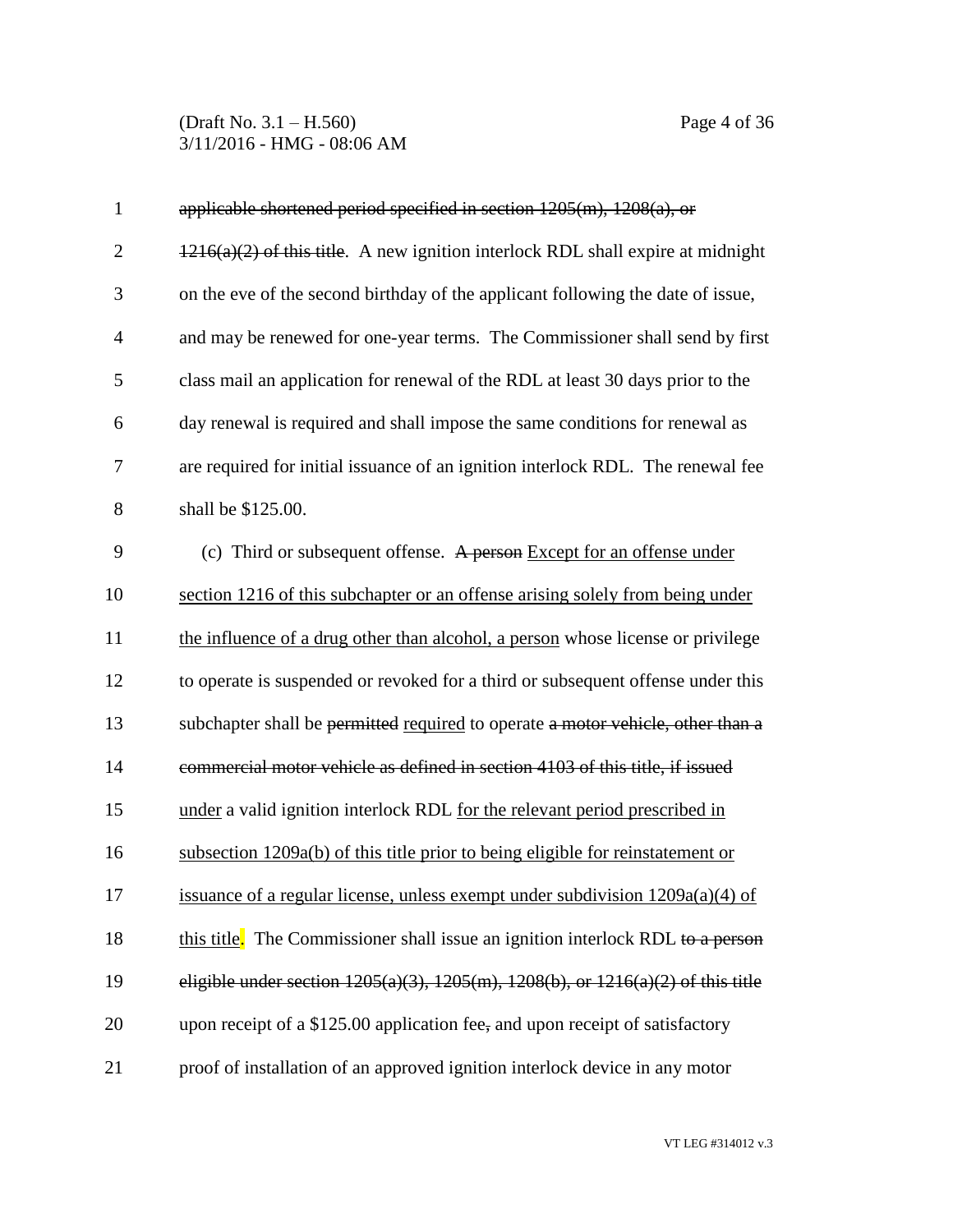~~applicable shortened period specified in section 1205(m), 1208(a), or 1216(a)(2) of this title~~. A new ignition interlock RDL shall expire at midnight on the eve of the second birthday of the applicant following the date of issue, and may be renewed for one-year terms. The Commissioner shall send by first class mail an application for renewal of the RDL at least 30 days prior to the day renewal is required and shall impose the same conditions for renewal as are required for initial issuance of an ignition interlock RDL. The renewal fee shall be $125.00.

(c) Third or subsequent offense. ~~A person~~ <u>Except for an offense under section 1216 of this subchapter or an offense arising solely from being under the influence of a drug other than alcohol, a person</u> whose license or privilege to operate is suspended or revoked for a third or subsequent offense under this subchapter shall be ~~permitted~~ <u>required</u> to operate ~~a motor vehicle, other than a commercial motor vehicle as defined in section 4103 of this title, if issued~~ <u>under</u> a valid ignition interlock RDL <u>for the relevant period prescribed in subsection 1209a(b) of this title prior to being eligible for reinstatement or issuance of a regular license, unless exempt under subdivision 1209a(a)(4) of this title</u>. The Commissioner shall issue an ignition interlock RDL ~~to a person eligible under section 1205(a)(3), 1205(m), 1208(b), or 1216(a)(2) of this title~~ upon receipt of a $125.00 application fee~~,~~ and upon receipt of satisfactory proof of installation of an approved ignition interlock device in any motor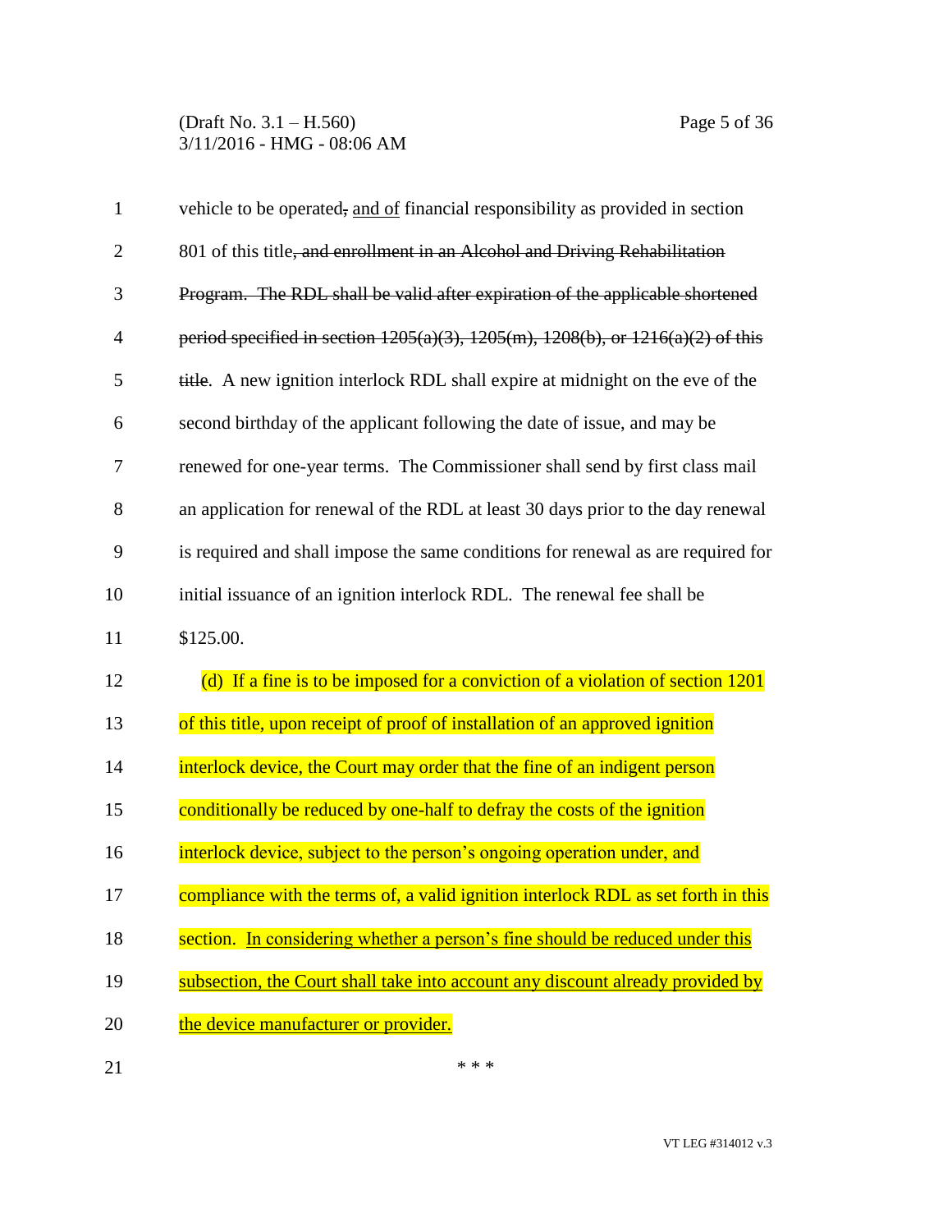vehicle to be operated~~,~~ and of financial responsibility as provided in section 801 of this title~~, and enrollment in an Alcohol and Driving Rehabilitation Program. The RDL shall be valid after expiration of the applicable shortened period specified in section 1205(a)(3), 1205(m), 1208(b), or 1216(a)(2) of this title~~. A new ignition interlock RDL shall expire at midnight on the eve of the second birthday of the applicant following the date of issue, and may be renewed for one-year terms. The Commissioner shall send by first class mail an application for renewal of the RDL at least 30 days prior to the day renewal is required and shall impose the same conditions for renewal as are required for initial issuance of an ignition interlock RDL. The renewal fee shall be $125.00.

(d) If a fine is to be imposed for a conviction of a violation of section 1201 of this title, upon receipt of proof of installation of an approved ignition interlock device, the Court may order that the fine of an indigent person conditionally be reduced by one-half to defray the costs of the ignition interlock device, subject to the person's ongoing operation under, and compliance with the terms of, a valid ignition interlock RDL as set forth in this section. In considering whether a person's fine should be reduced under this subsection, the Court shall take into account any discount already provided by the device manufacturer or provider.

\* \* \*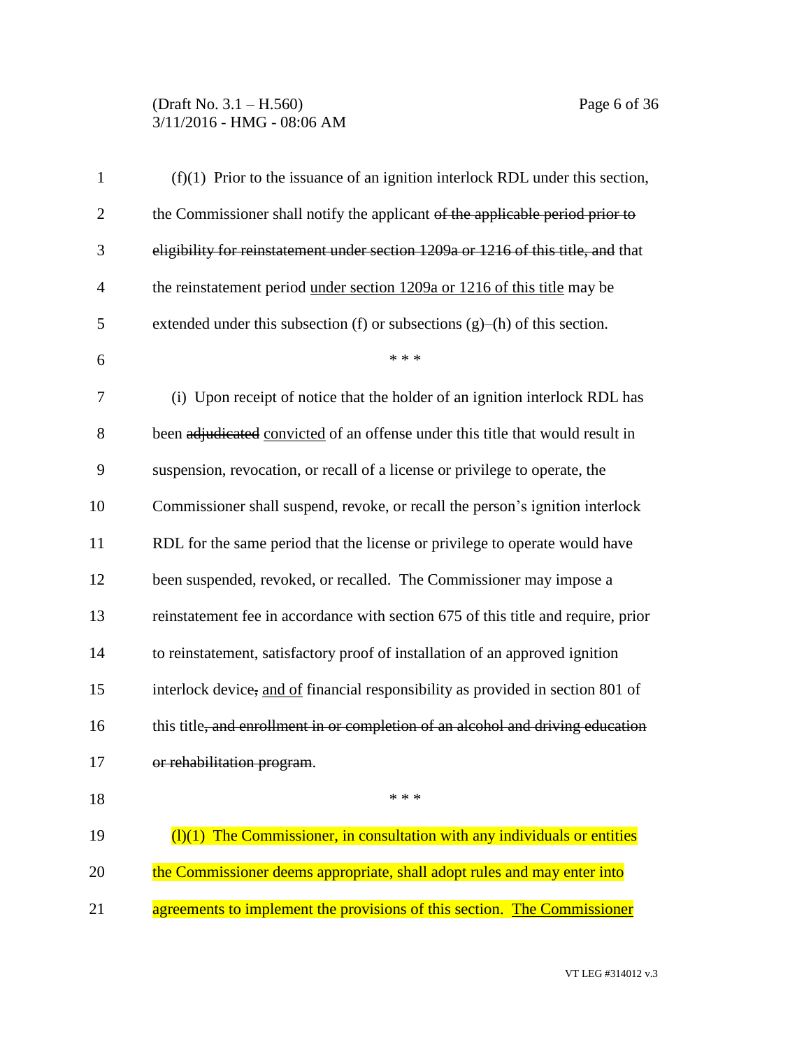(f)(1) Prior to the issuance of an ignition interlock RDL under this section, the Commissioner shall notify the applicant ~~of the applicable period prior to eligibility for reinstatement under section 1209a or 1216 of this title, and~~ that the reinstatement period <u>under section 1209a or 1216 of this title</u> may be extended under this subsection (f) or subsections (g)–(h) of this section.

\* \* \*

(i) Upon receipt of notice that the holder of an ignition interlock RDL has been ~~adjudicated~~ <u>convicted</u> of an offense under this title that would result in suspension, revocation, or recall of a license or privilege to operate, the Commissioner shall suspend, revoke, or recall the person's ignition interlock RDL for the same period that the license or privilege to operate would have been suspended, revoked, or recalled. The Commissioner may impose a reinstatement fee in accordance with section 675 of this title and require, prior to reinstatement, satisfactory proof of installation of an approved ignition interlock device~~,~~ <u>and of</u> financial responsibility as provided in section 801 of this title~~, and enrollment in or completion of an alcohol and driving education or rehabilitation program~~.

\* \* \*

(l)(1) The Commissioner, in consultation with any individuals or entities the Commissioner deems appropriate, shall adopt rules and may enter into agreements to implement the provisions of this section. <u>The Commissioner</u>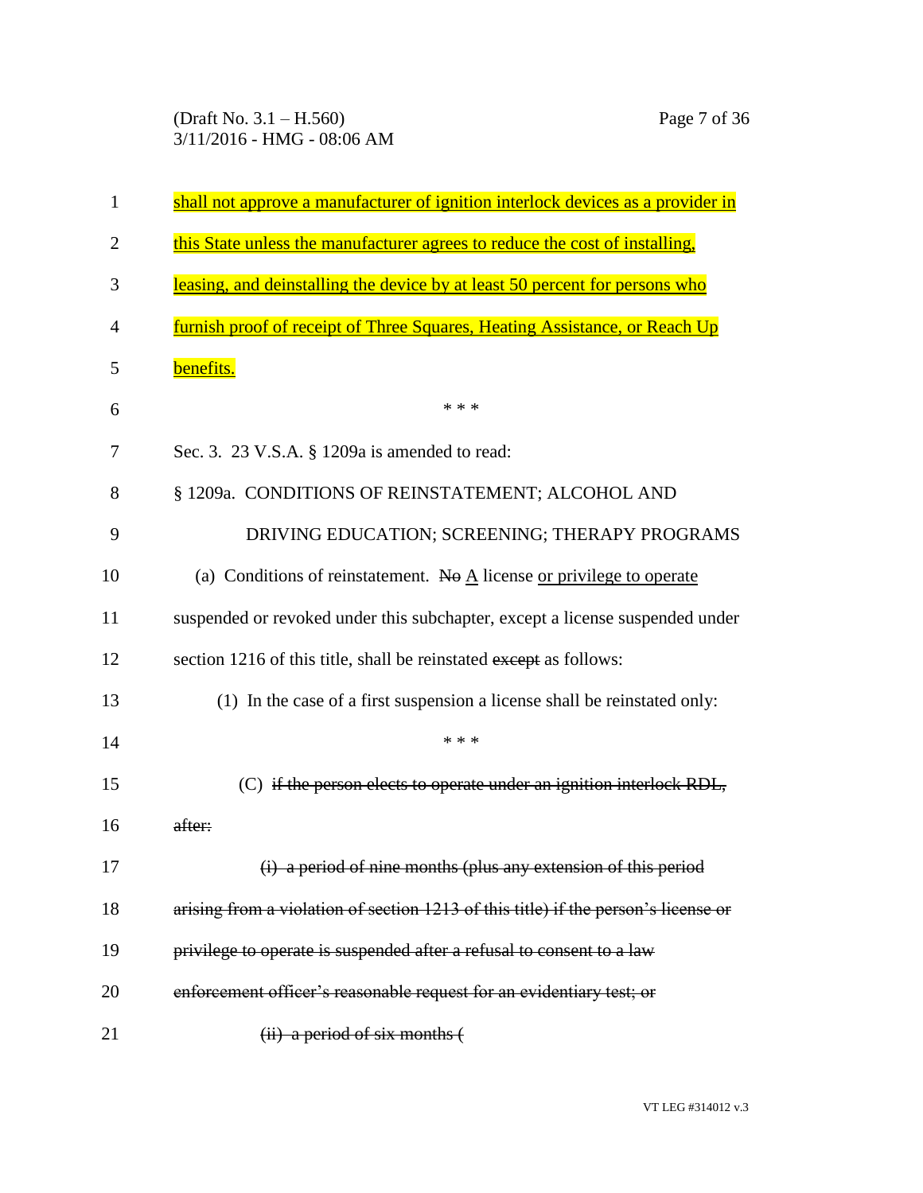shall not approve a manufacturer of ignition interlock devices as a provider in this State unless the manufacturer agrees to reduce the cost of installing, leasing, and deinstalling the device by at least 50 percent for persons who furnish proof of receipt of Three Squares, Heating Assistance, or Reach Up benefits.

\* \* \*

Sec. 3. 23 V.S.A. § 1209a is amended to read:

§ 1209a. CONDITIONS OF REINSTATEMENT; ALCOHOL AND DRIVING EDUCATION; SCREENING; THERAPY PROGRAMS

(a) Conditions of reinstatement. ~~No~~ A license or privilege to operate suspended or revoked under this subchapter, except a license suspended under section 1216 of this title, shall be reinstated ~~except~~ as follows:

(1) In the case of a first suspension a license shall be reinstated only:

\* \* \*

(C) ~~if the person elects to operate under an ignition interlock RDL, after:~~

~~(i) a period of nine months (plus any extension of this period arising from a violation of section 1213 of this title) if the person's license or privilege to operate is suspended after a refusal to consent to a law enforcement officer's reasonable request for an evidentiary test; or~~

~~(ii) a period of six months (~~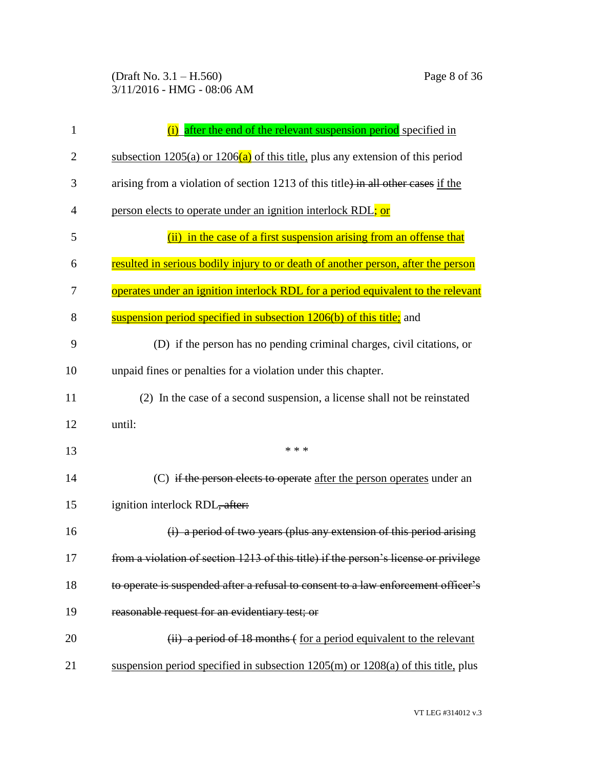(i) after the end of the relevant suspension period specified in subsection 1205(a) or 1206(a) of this title, plus any extension of this period arising from a violation of section 1213 of this title) ~~in all other cases~~ if the person elects to operate under an ignition interlock RDL; or

(ii) in the case of a first suspension arising from an offense that resulted in serious bodily injury to or death of another person, after the person operates under an ignition interlock RDL for a period equivalent to the relevant suspension period specified in subsection 1206(b) of this title; and

(D) if the person has no pending criminal charges, civil citations, or unpaid fines or penalties for a violation under this chapter.

(2) In the case of a second suspension, a license shall not be reinstated until:

\* \* \*

(C) ~~if the person elects to operate~~ after the person operates under an ignition interlock RDL~~, after:~~

~~(i) a period of two years (plus any extension of this period arising from a violation of section 1213 of this title) if the person's license or privilege to operate is suspended after a refusal to consent to a law enforcement officer's reasonable request for an evidentiary test; or~~

~~(ii) a period of 18 months (~~ for a period equivalent to the relevant suspension period specified in subsection 1205(m) or 1208(a) of this title, plus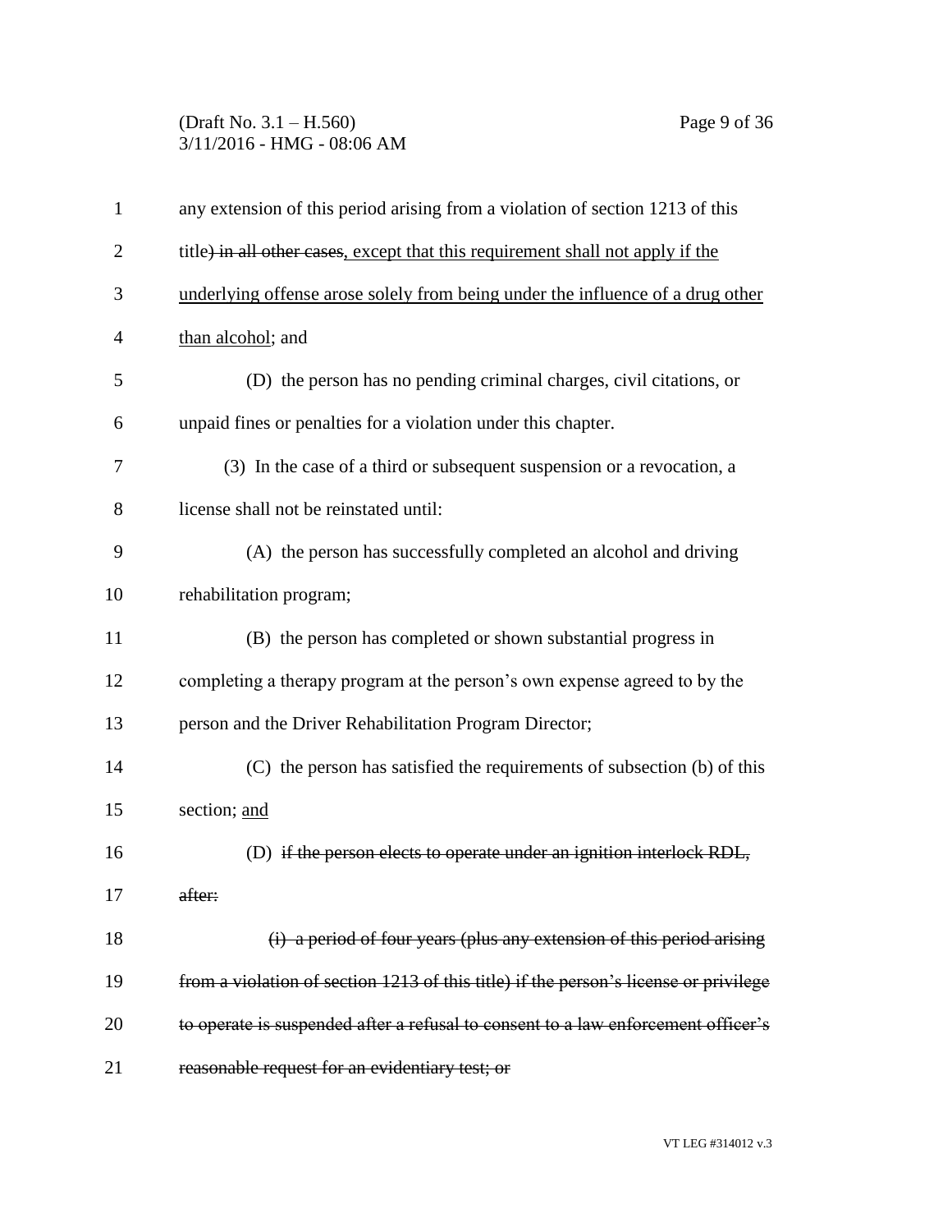any extension of this period arising from a violation of section 1213 of this title) ~~in all other cases~~, <u>except that this requirement shall not apply if the underlying offense arose solely from being under the influence of a drug other than alcohol</u>; and

(D) the person has no pending criminal charges, civil citations, or unpaid fines or penalties for a violation under this chapter.

(3) In the case of a third or subsequent suspension or a revocation, a license shall not be reinstated until:

(A) the person has successfully completed an alcohol and driving rehabilitation program;

(B) the person has completed or shown substantial progress in completing a therapy program at the person's own expense agreed to by the person and the Driver Rehabilitation Program Director;

(C) the person has satisfied the requirements of subsection (b) of this section; <u>and</u>

(D) ~~if the person elects to operate under an ignition interlock RDL, after:~~

~~(i) a period of four years (plus any extension of this period arising from a violation of section 1213 of this title) if the person's license or privilege to operate is suspended after a refusal to consent to a law enforcement officer's reasonable request for an evidentiary test; or~~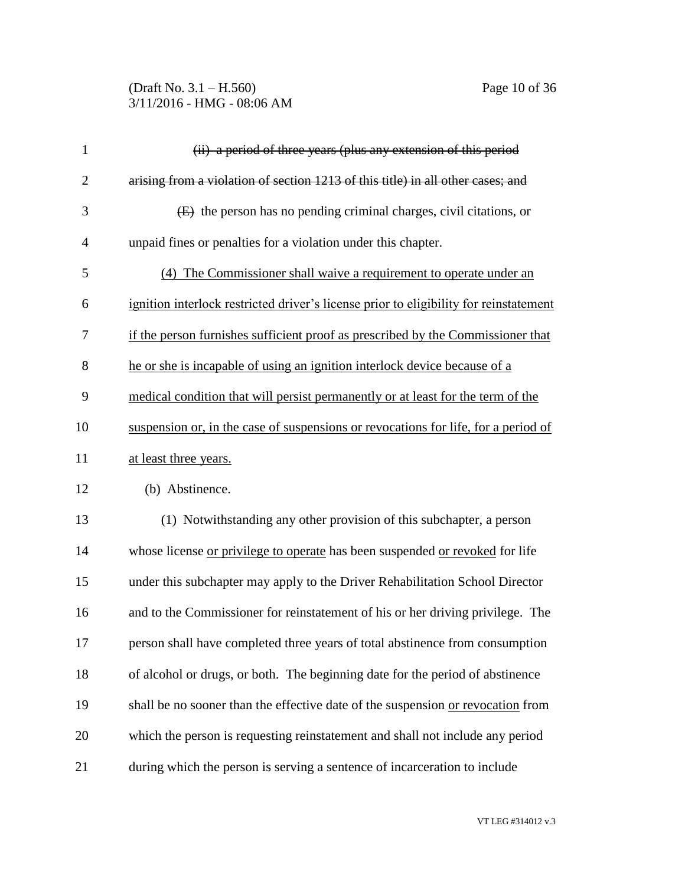~~(ii) a period of three years (plus any extension of this period arising from a violation of section 1213 of this title) in all other cases; and~~

~~(E)~~ the person has no pending criminal charges, civil citations, or unpaid fines or penalties for a violation under this chapter.

<u>(4) The Commissioner shall waive a requirement to operate under an ignition interlock restricted driver's license prior to eligibility for reinstatement if the person furnishes sufficient proof as prescribed by the Commissioner that he or she is incapable of using an ignition interlock device because of a medical condition that will persist permanently or at least for the term of the suspension or, in the case of suspensions or revocations for life, for a period of at least three years.</u>

(b) Abstinence.

(1) Notwithstanding any other provision of this subchapter, a person whose license <u>or privilege to operate</u> has been suspended <u>or revoked</u> for life under this subchapter may apply to the Driver Rehabilitation School Director and to the Commissioner for reinstatement of his or her driving privilege. The person shall have completed three years of total abstinence from consumption of alcohol or drugs, or both. The beginning date for the period of abstinence shall be no sooner than the effective date of the suspension <u>or revocation</u> from which the person is requesting reinstatement and shall not include any period during which the person is serving a sentence of incarceration to include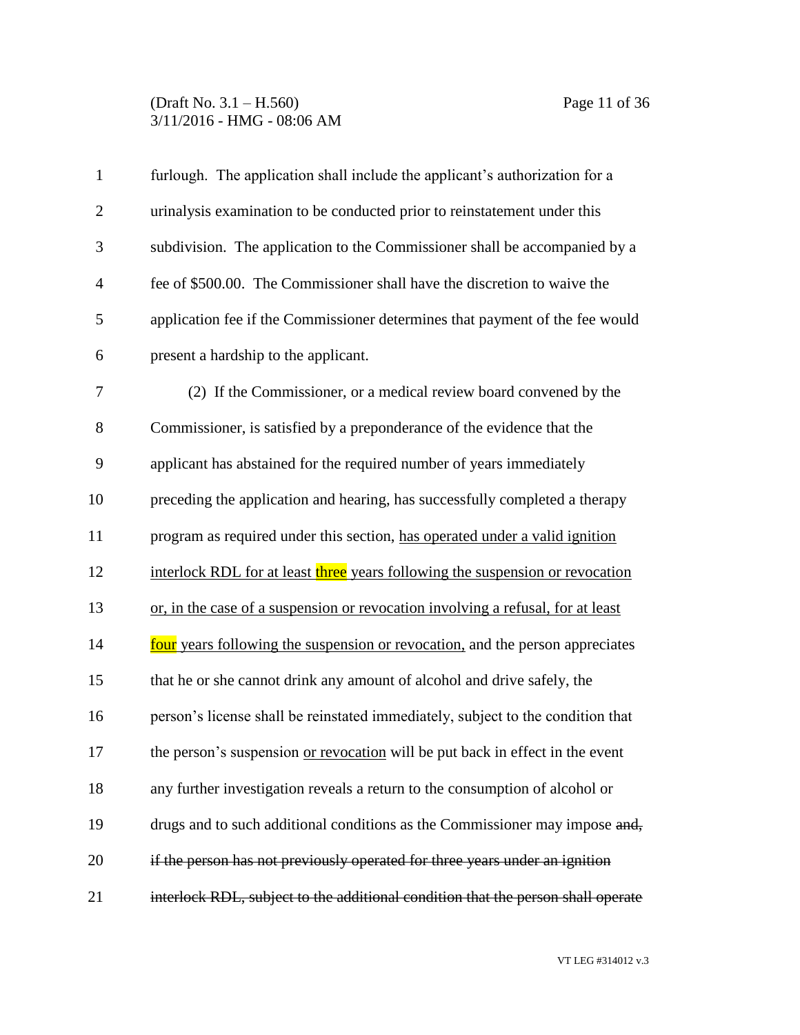furlough. The application shall include the applicant's authorization for a urinalysis examination to be conducted prior to reinstatement under this subdivision. The application to the Commissioner shall be accompanied by a fee of $500.00. The Commissioner shall have the discretion to waive the application fee if the Commissioner determines that payment of the fee would present a hardship to the applicant.

(2) If the Commissioner, or a medical review board convened by the Commissioner, is satisfied by a preponderance of the evidence that the applicant has abstained for the required number of years immediately preceding the application and hearing, has successfully completed a therapy program as required under this section, <u>has operated under a valid ignition interlock RDL for at least three years following the suspension or revocation or, in the case of a suspension or revocation involving a refusal, for at least four years following the suspension or revocation,</u> and the person appreciates that he or she cannot drink any amount of alcohol and drive safely, the person's license shall be reinstated immediately, subject to the condition that the person's suspension <u>or revocation</u> will be put back in effect in the event any further investigation reveals a return to the consumption of alcohol or drugs and to such additional conditions as the Commissioner may impose ~~and, if the person has not previously operated for three years under an ignition interlock RDL, subject to the additional condition that the person shall operate~~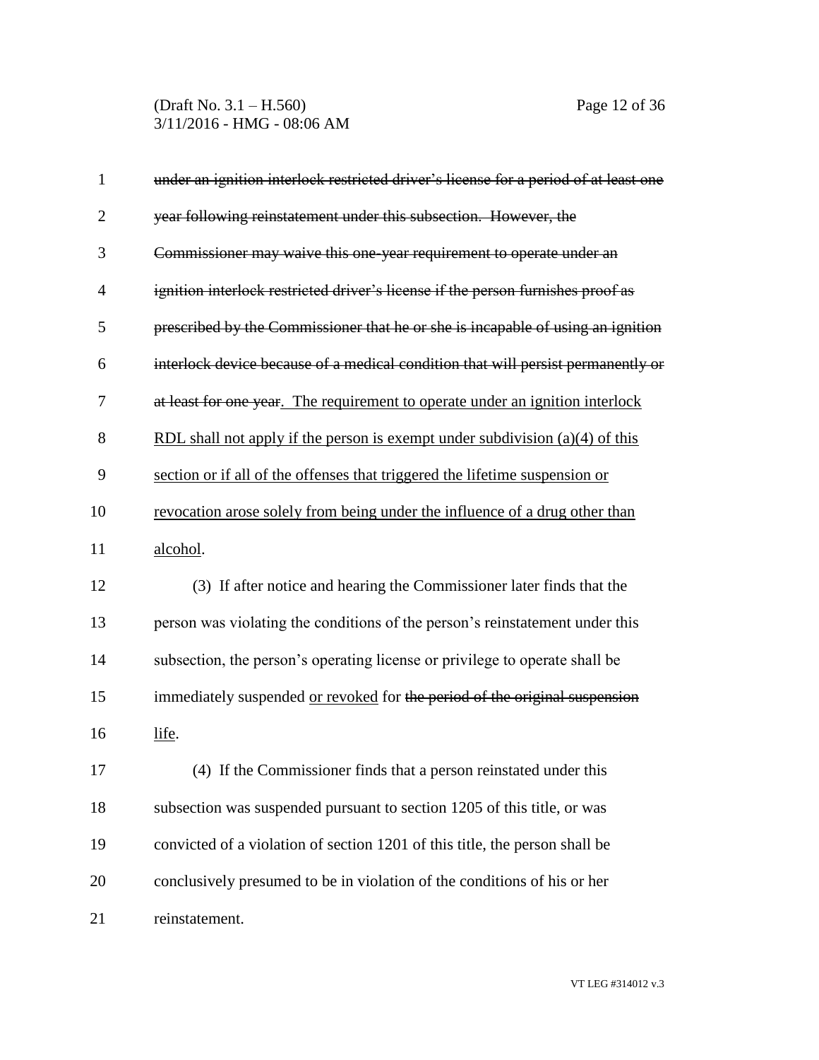~~under an ignition interlock restricted driver's license for a period of at least one year following reinstatement under this subsection. However, the Commissioner may waive this one-year requirement to operate under an ignition interlock restricted driver's license if the person furnishes proof as prescribed by the Commissioner that he or she is incapable of using an ignition interlock device because of a medical condition that will persist permanently or at least for one year~~. <u>The requirement to operate under an ignition interlock RDL shall not apply if the person is exempt under subdivision (a)(4) of this section or if all of the offenses that triggered the lifetime suspension or revocation arose solely from being under the influence of a drug other than alcohol</u>.

(3) If after notice and hearing the Commissioner later finds that the person was violating the conditions of the person's reinstatement under this subsection, the person's operating license or privilege to operate shall be immediately suspended <u>or revoked</u> for ~~the period of the original suspension~~ <u>life</u>.

(4) If the Commissioner finds that a person reinstated under this subsection was suspended pursuant to section 1205 of this title, or was convicted of a violation of section 1201 of this title, the person shall be conclusively presumed to be in violation of the conditions of his or her reinstatement.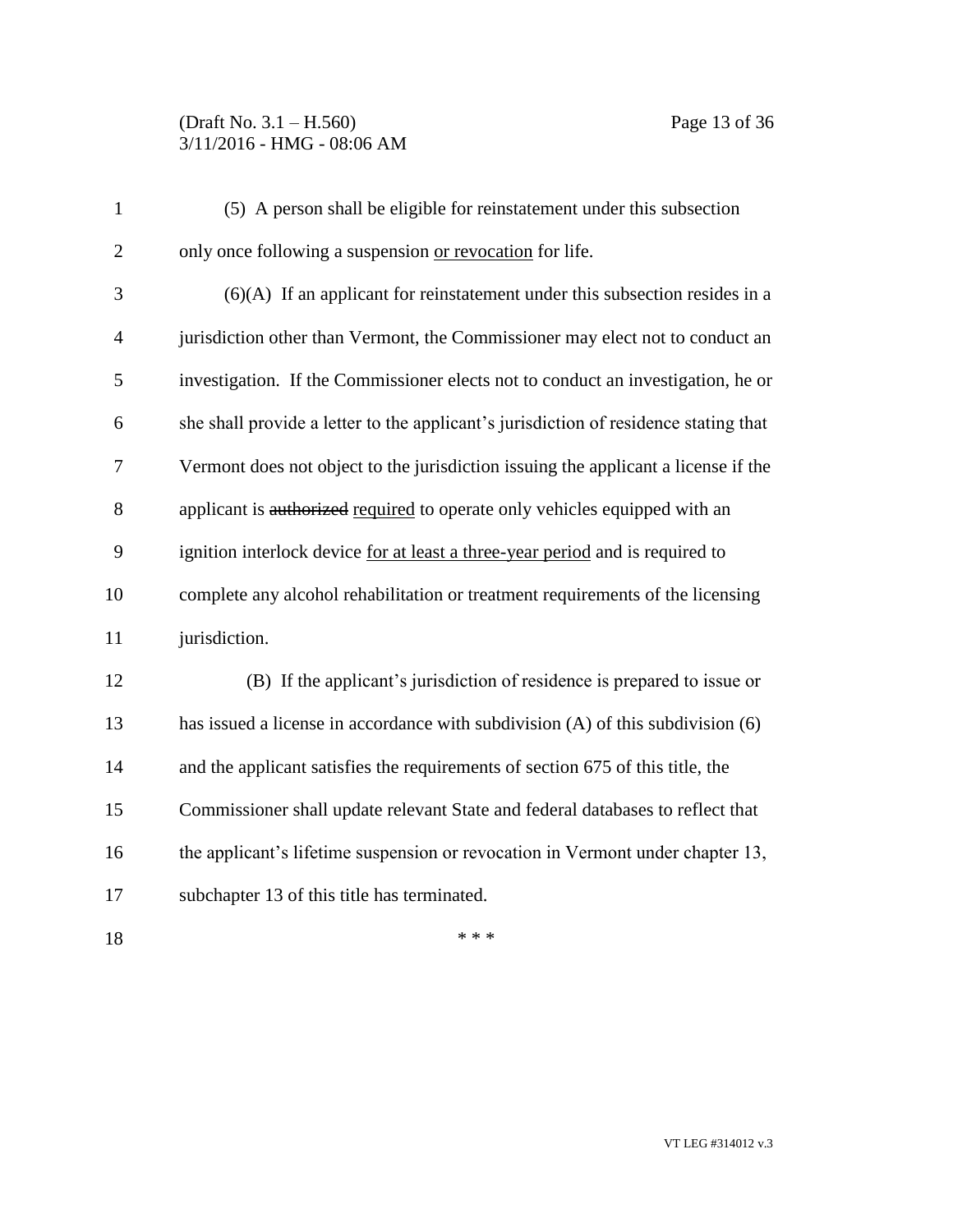(5) A person shall be eligible for reinstatement under this subsection only once following a suspension <u>or revocation</u> for life.

(6)(A) If an applicant for reinstatement under this subsection resides in a jurisdiction other than Vermont, the Commissioner may elect not to conduct an investigation. If the Commissioner elects not to conduct an investigation, he or she shall provide a letter to the applicant's jurisdiction of residence stating that Vermont does not object to the jurisdiction issuing the applicant a license if the applicant is ~~authorized~~ <u>required</u> to operate only vehicles equipped with an ignition interlock device <u>for at least a three-year period</u> and is required to complete any alcohol rehabilitation or treatment requirements of the licensing jurisdiction.

(B) If the applicant's jurisdiction of residence is prepared to issue or has issued a license in accordance with subdivision (A) of this subdivision (6) and the applicant satisfies the requirements of section 675 of this title, the Commissioner shall update relevant State and federal databases to reflect that the applicant's lifetime suspension or revocation in Vermont under chapter 13, subchapter 13 of this title has terminated.

\* \* \*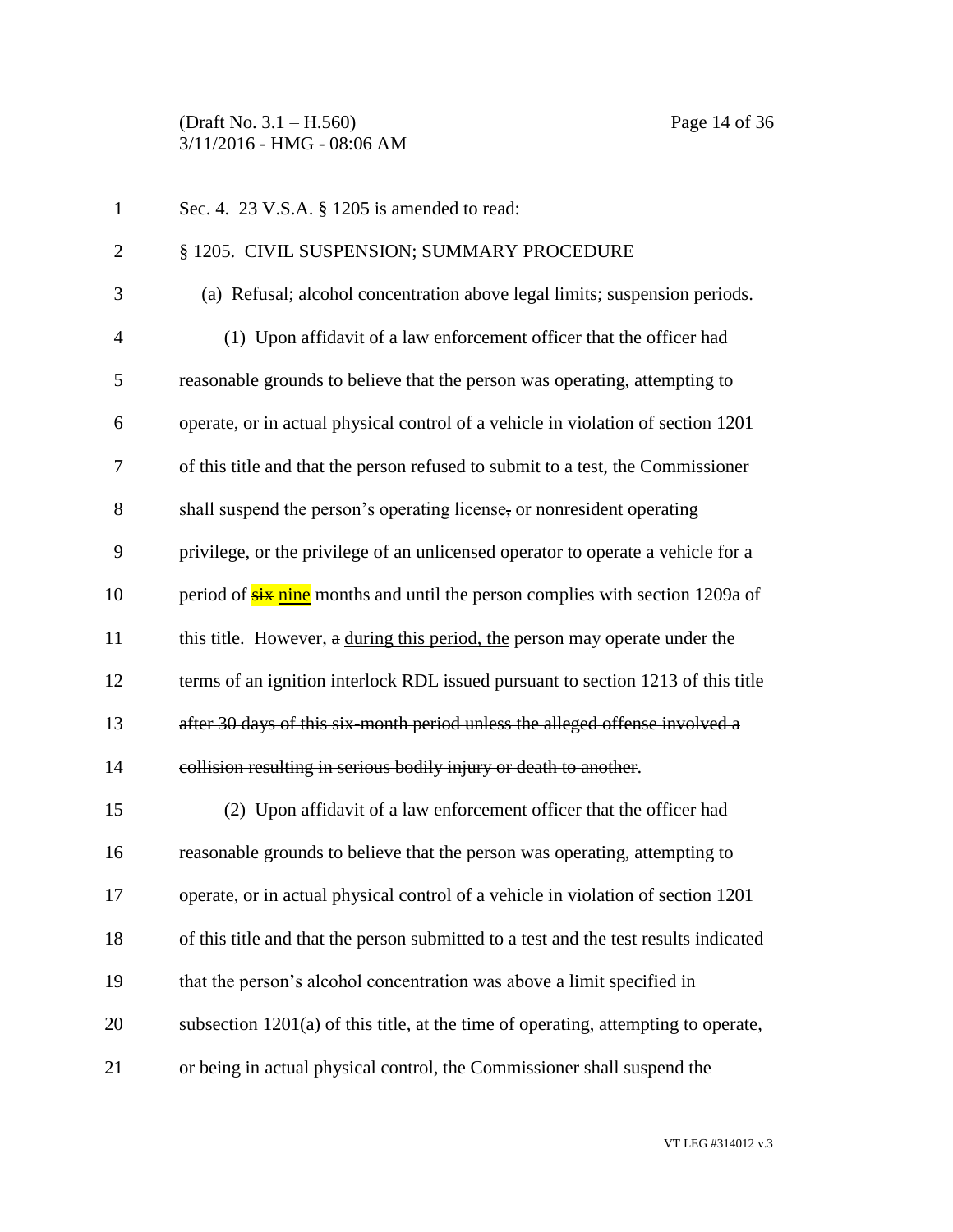Sec. 4. 23 V.S.A. § 1205 is amended to read:

§ 1205. CIVIL SUSPENSION; SUMMARY PROCEDURE

(a) Refusal; alcohol concentration above legal limits; suspension periods.

(1) Upon affidavit of a law enforcement officer that the officer had reasonable grounds to believe that the person was operating, attempting to operate, or in actual physical control of a vehicle in violation of section 1201 of this title and that the person refused to submit to a test, the Commissioner shall suspend the person's operating license~~,~~ or nonresident operating privilege~~,~~ or the privilege of an unlicensed operator to operate a vehicle for a period of ~~six~~ nine months and until the person complies with section 1209a of this title. However, ~~a~~ during this period, the person may operate under the terms of an ignition interlock RDL issued pursuant to section 1213 of this title ~~after 30 days of this six-month period unless the alleged offense involved a collision resulting in serious bodily injury or death to another~~.

(2) Upon affidavit of a law enforcement officer that the officer had reasonable grounds to believe that the person was operating, attempting to operate, or in actual physical control of a vehicle in violation of section 1201 of this title and that the person submitted to a test and the test results indicated that the person's alcohol concentration was above a limit specified in subsection 1201(a) of this title, at the time of operating, attempting to operate, or being in actual physical control, the Commissioner shall suspend the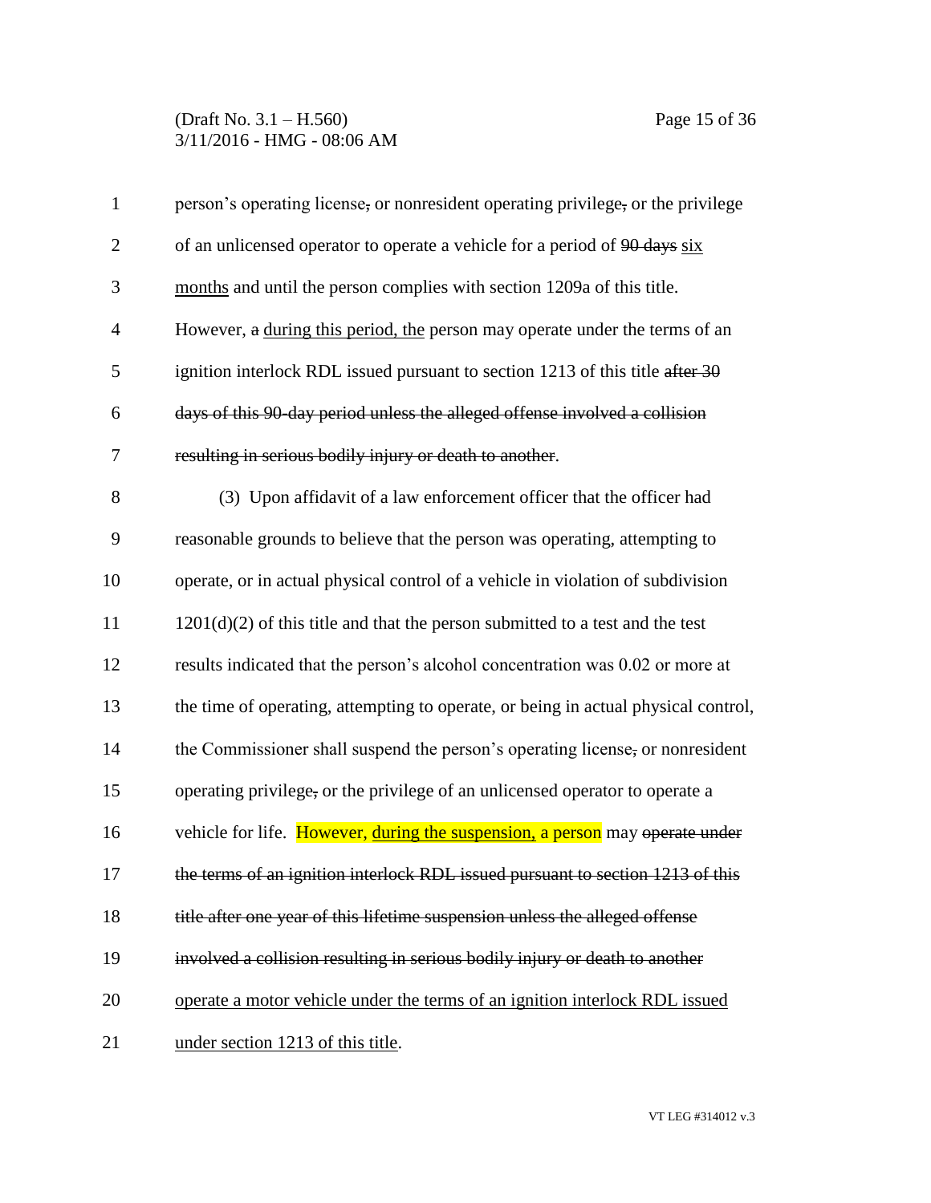person's operating license, or nonresident operating privilege, or the privilege of an unlicensed operator to operate a vehicle for a period of ~~90 days~~ six months and until the person complies with section 1209a of this title. However, ~~a~~ during this period, the person may operate under the terms of an ignition interlock RDL issued pursuant to section 1213 of this title ~~after 30 days of this 90-day period unless the alleged offense involved a collision resulting in serious bodily injury or death to another~~.

(3) Upon affidavit of a law enforcement officer that the officer had reasonable grounds to believe that the person was operating, attempting to operate, or in actual physical control of a vehicle in violation of subdivision 1201(d)(2) of this title and that the person submitted to a test and the test results indicated that the person's alcohol concentration was 0.02 or more at the time of operating, attempting to operate, or being in actual physical control, the Commissioner shall suspend the person's operating license, or nonresident operating privilege, or the privilege of an unlicensed operator to operate a vehicle for life. However, during the suspension, a person may ~~operate under the terms of an ignition interlock RDL issued pursuant to section 1213 of this title after one year of this lifetime suspension unless the alleged offense involved a collision resulting in serious bodily injury or death to another~~ operate a motor vehicle under the terms of an ignition interlock RDL issued under section 1213 of this title.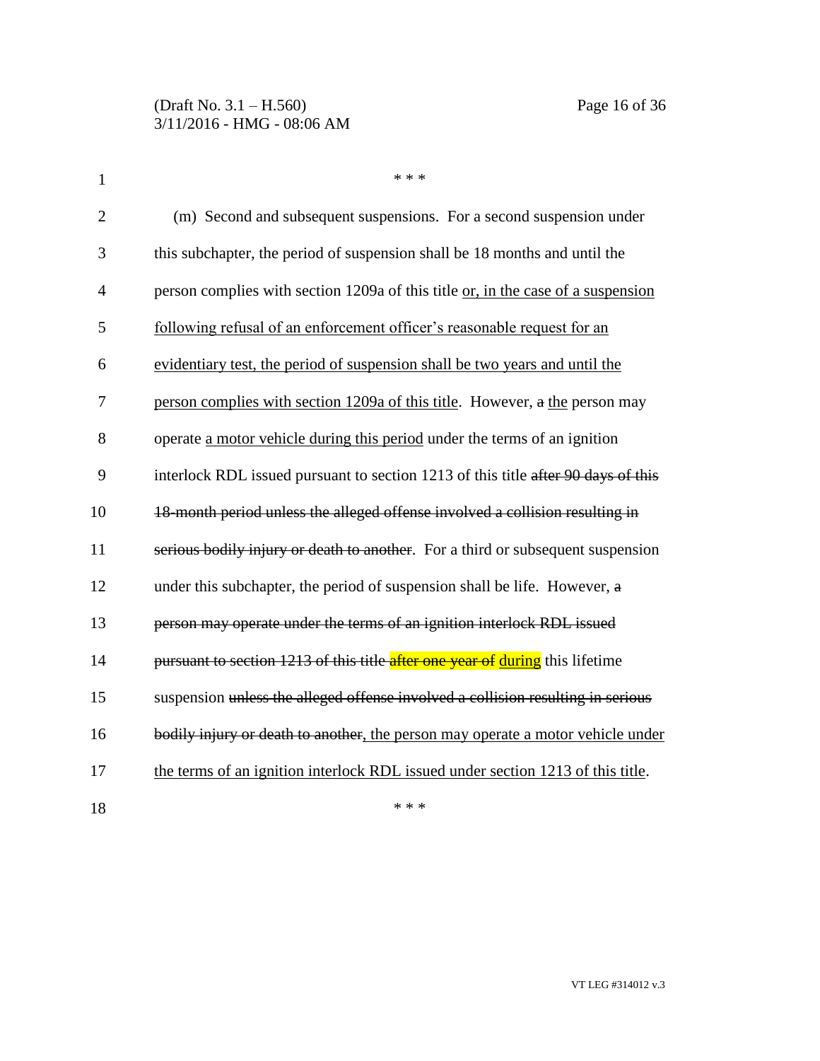\* \* \*

(m) Second and subsequent suspensions. For a second suspension under this subchapter, the period of suspension shall be 18 months and until the person complies with section 1209a of this title <u>or, in the case of a suspension following refusal of an enforcement officer's reasonable request for an evidentiary test, the period of suspension shall be two years and until the person complies with section 1209a of this title</u>. However, ~~a~~ <u>the</u> person may operate <u>a motor vehicle during this period</u> under the terms of an ignition interlock RDL issued pursuant to section 1213 of this title ~~after 90 days of this 18-month period unless the alleged offense involved a collision resulting in serious bodily injury or death to another~~. For a third or subsequent suspension under this subchapter, the period of suspension shall be life. However, ~~a person may operate under the terms of an ignition interlock RDL issued pursuant to section 1213 of this title after one year of~~ <u>during</u> this lifetime suspension ~~unless the alleged offense involved a collision resulting in serious bodily injury or death to another~~<u>, the person may operate a motor vehicle under the terms of an ignition interlock RDL issued under section 1213 of this title</u>.

\* \* \*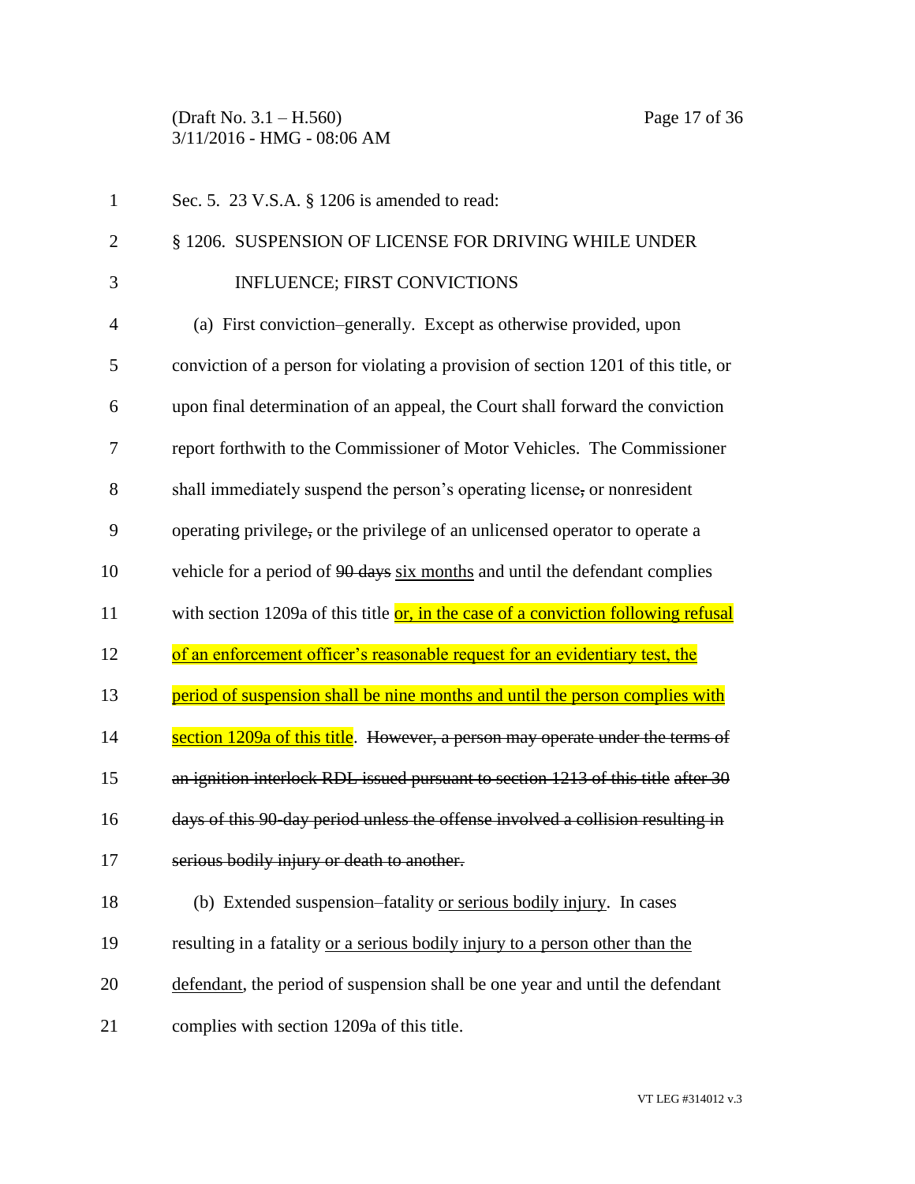Sec. 5. 23 V.S.A. § 1206 is amended to read:

§ 1206. SUSPENSION OF LICENSE FOR DRIVING WHILE UNDER INFLUENCE; FIRST CONVICTIONS

(a) First conviction–generally. Except as otherwise provided, upon conviction of a person for violating a provision of section 1201 of this title, or upon final determination of an appeal, the Court shall forward the conviction report forthwith to the Commissioner of Motor Vehicles. The Commissioner shall immediately suspend the person's operating license~~,~~ or nonresident operating privilege~~,~~ or the privilege of an unlicensed operator to operate a vehicle for a period of ~~90 days~~ <u>six months</u> and until the defendant complies with section 1209a of this title <u>or, in the case of a conviction following refusal of an enforcement officer's reasonable request for an evidentiary test, the period of suspension shall be nine months and until the person complies with section 1209a of this title</u>. ~~However, a person may operate under the terms of an ignition interlock RDL issued pursuant to section 1213 of this title after 30 days of this 90-day period unless the offense involved a collision resulting in serious bodily injury or death to another.~~

(b) Extended suspension–fatality <u>or serious bodily injury</u>. In cases resulting in a fatality <u>or a serious bodily injury to a person other than the defendant</u>, the period of suspension shall be one year and until the defendant complies with section 1209a of this title.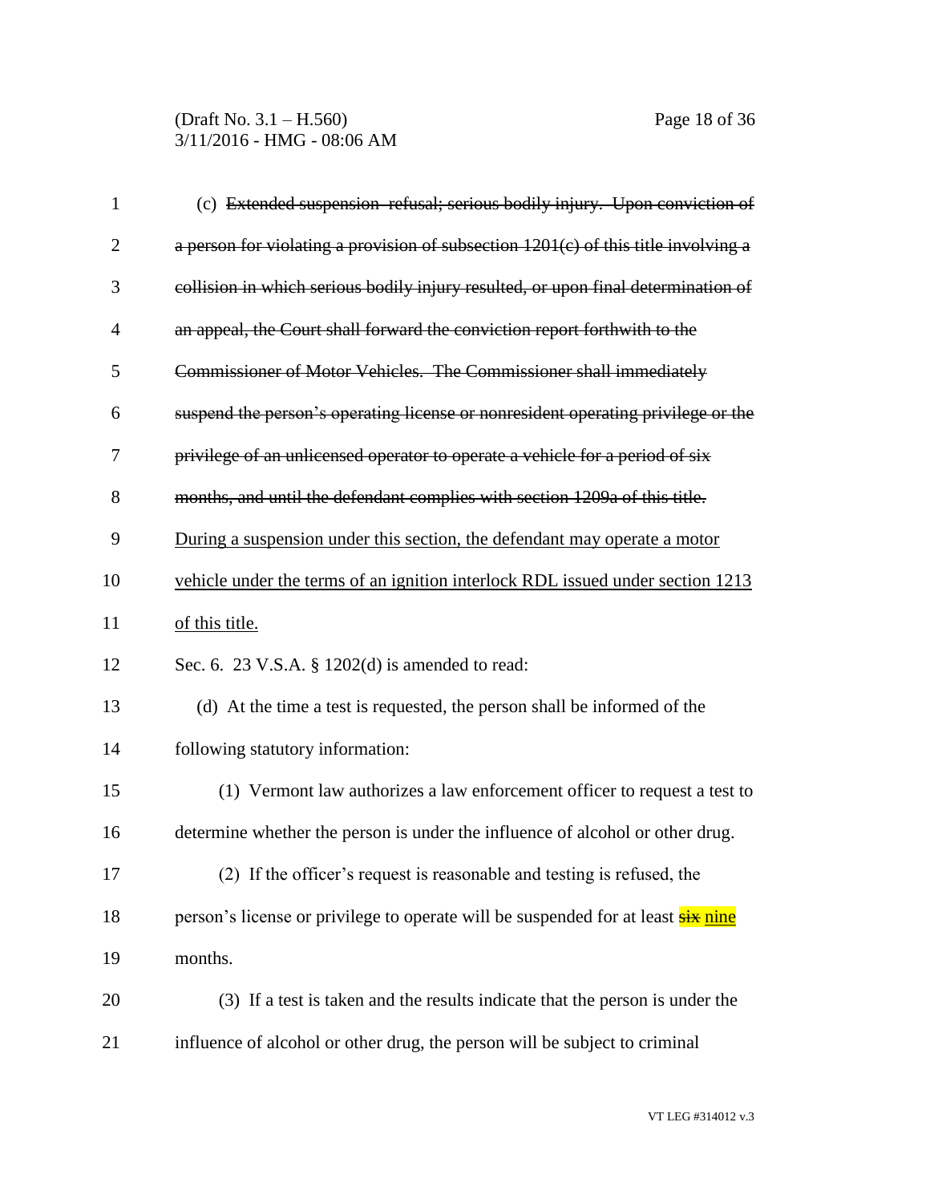(c) ~~Extended suspension–refusal; serious bodily injury. Upon conviction of a person for violating a provision of subsection 1201(c) of this title involving a collision in which serious bodily injury resulted, or upon final determination of an appeal, the Court shall forward the conviction report forthwith to the Commissioner of Motor Vehicles. The Commissioner shall immediately suspend the person's operating license or nonresident operating privilege or the privilege of an unlicensed operator to operate a vehicle for a period of six months, and until the defendant complies with section 1209a of this title.~~ <u>During a suspension under this section, the defendant may operate a motor vehicle under the terms of an ignition interlock RDL issued under section 1213 of this title.</u>

Sec. 6. 23 V.S.A. § 1202(d) is amended to read:

(d) At the time a test is requested, the person shall be informed of the following statutory information:

(1) Vermont law authorizes a law enforcement officer to request a test to determine whether the person is under the influence of alcohol or other drug.

(2) If the officer's request is reasonable and testing is refused, the person's license or privilege to operate will be suspended for at least ~~six~~ <u>nine</u> months.

(3) If a test is taken and the results indicate that the person is under the influence of alcohol or other drug, the person will be subject to criminal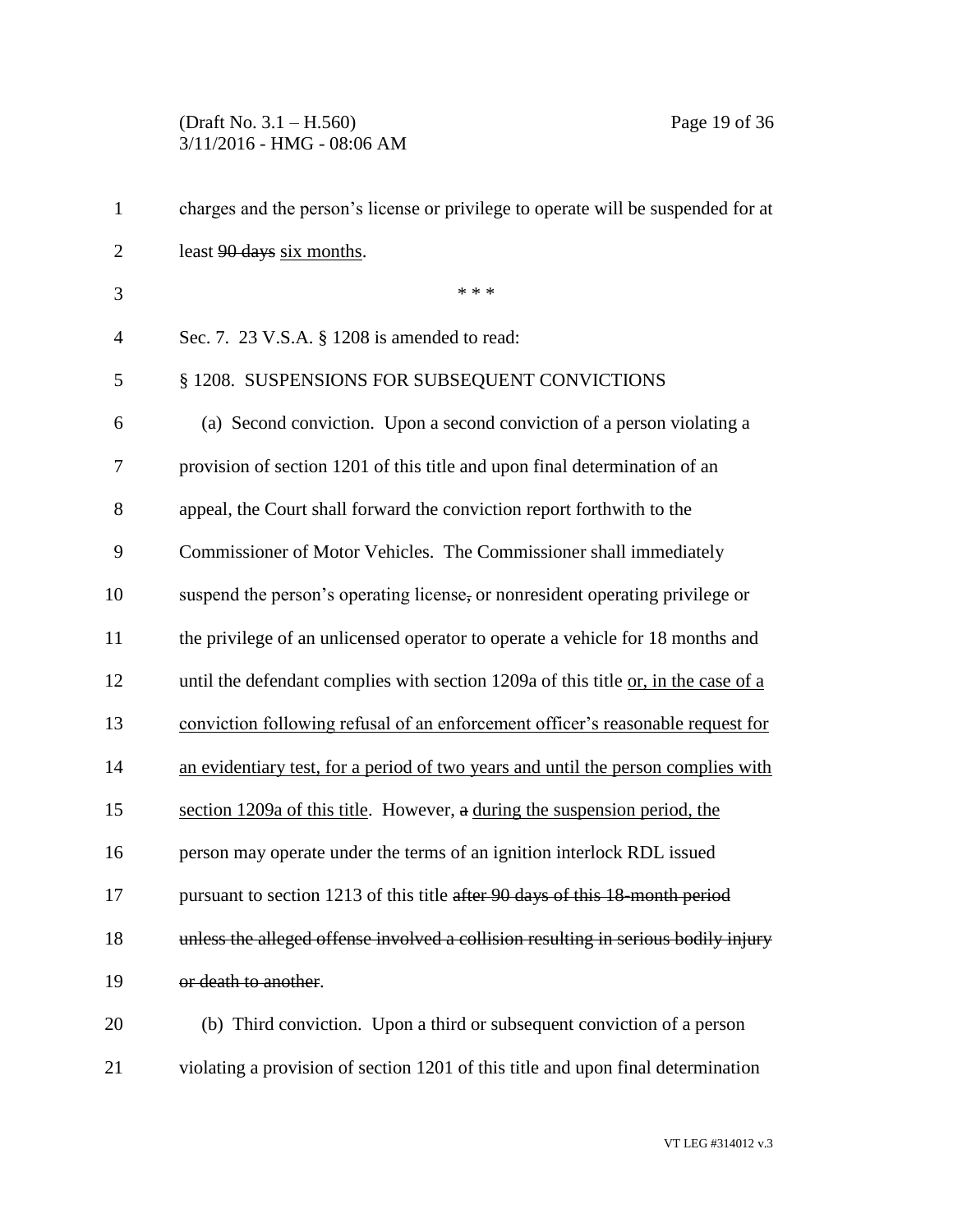charges and the person's license or privilege to operate will be suspended for at least ~~90 days~~ <u>six months</u>.

\* \* \*

Sec. 7. 23 V.S.A. § 1208 is amended to read:

§ 1208. SUSPENSIONS FOR SUBSEQUENT CONVICTIONS

(a) Second conviction. Upon a second conviction of a person violating a provision of section 1201 of this title and upon final determination of an appeal, the Court shall forward the conviction report forthwith to the Commissioner of Motor Vehicles. The Commissioner shall immediately suspend the person's operating license~~,~~ or nonresident operating privilege or the privilege of an unlicensed operator to operate a vehicle for 18 months and until the defendant complies with section 1209a of this title <u>or, in the case of a conviction following refusal of an enforcement officer's reasonable request for an evidentiary test, for a period of two years and until the person complies with section 1209a of this title</u>. However, ~~a~~ <u>during the suspension period, the</u> person may operate under the terms of an ignition interlock RDL issued pursuant to section 1213 of this title ~~after 90 days of this 18-month period unless the alleged offense involved a collision resulting in serious bodily injury or death to another~~.

(b) Third conviction. Upon a third or subsequent conviction of a person violating a provision of section 1201 of this title and upon final determination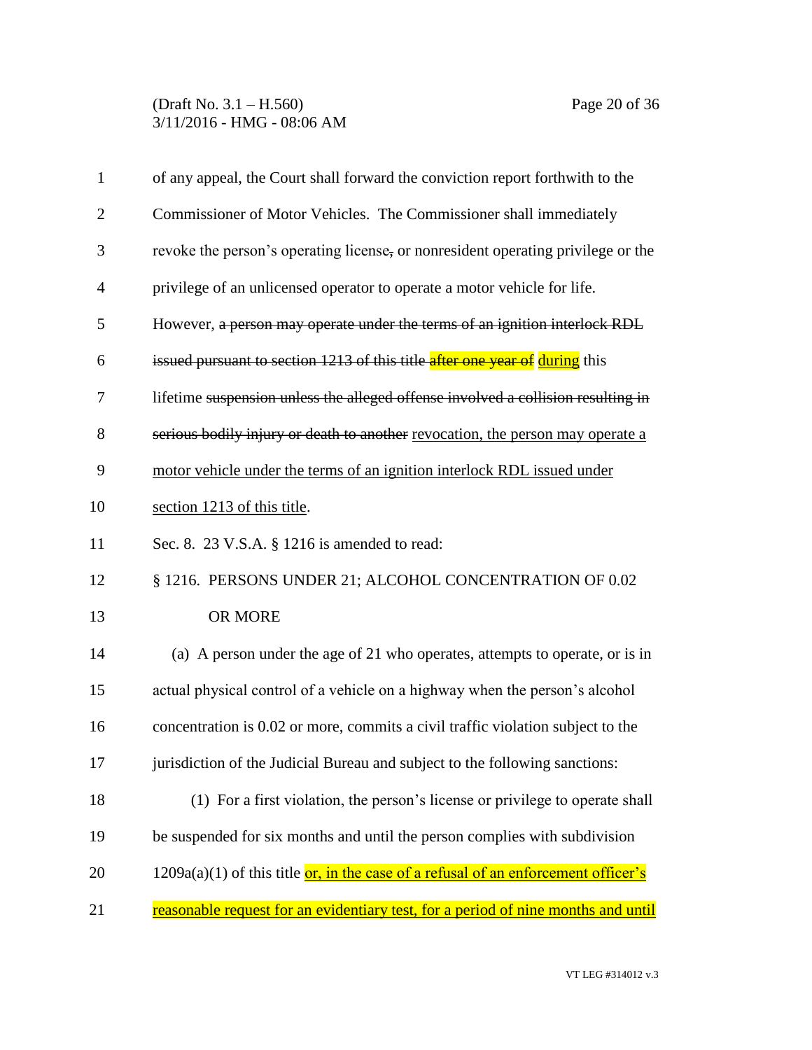of any appeal, the Court shall forward the conviction report forthwith to the Commissioner of Motor Vehicles. The Commissioner shall immediately revoke the person's operating license, or nonresident operating privilege or the privilege of an unlicensed operator to operate a motor vehicle for life. However, ~~a person may operate under the terms of an ignition interlock RDL issued pursuant to section 1213 of this title after one year of~~ during this lifetime ~~suspension unless the alleged offense involved a collision resulting in serious bodily injury or death to another~~ revocation, the person may operate a motor vehicle under the terms of an ignition interlock RDL issued under section 1213 of this title.

Sec. 8. 23 V.S.A. § 1216 is amended to read:

§ 1216. PERSONS UNDER 21; ALCOHOL CONCENTRATION OF 0.02 OR MORE

(a) A person under the age of 21 who operates, attempts to operate, or is in actual physical control of a vehicle on a highway when the person's alcohol concentration is 0.02 or more, commits a civil traffic violation subject to the jurisdiction of the Judicial Bureau and subject to the following sanctions:

(1) For a first violation, the person's license or privilege to operate shall be suspended for six months and until the person complies with subdivision 1209a(a)(1) of this title or, in the case of a refusal of an enforcement officer's reasonable request for an evidentiary test, for a period of nine months and until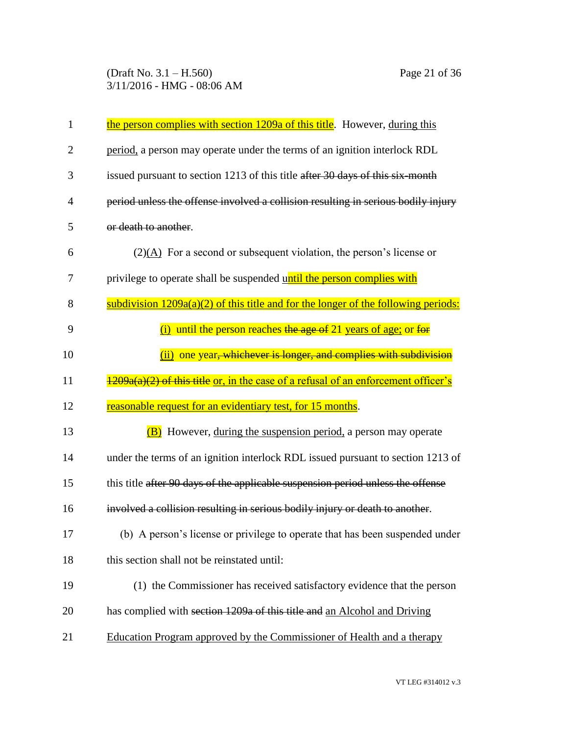the person complies with section 1209a of this title. However, during this period, a person may operate under the terms of an ignition interlock RDL issued pursuant to section 1213 of this title ~~after 30 days of this six-month period unless the offense involved a collision resulting in serious bodily injury or death to another~~.

(2)(A) For a second or subsequent violation, the person's license or privilege to operate shall be suspended until the person complies with subdivision 1209a(a)(2) of this title and for the longer of the following periods:

(i) until the person reaches ~~the age of~~ 21 years of age; or ~~for~~

(ii) one year~~, whichever is longer, and complies with subdivision 1209a(a)(2) of this title~~ or, in the case of a refusal of an enforcement officer's reasonable request for an evidentiary test, for 15 months.

(B) However, during the suspension period, a person may operate under the terms of an ignition interlock RDL issued pursuant to section 1213 of this title ~~after 90 days of the applicable suspension period unless the offense involved a collision resulting in serious bodily injury or death to another~~.

(b) A person's license or privilege to operate that has been suspended under this section shall not be reinstated until:

(1) the Commissioner has received satisfactory evidence that the person has complied with ~~section 1209a of this title and~~ an Alcohol and Driving Education Program approved by the Commissioner of Health and a therapy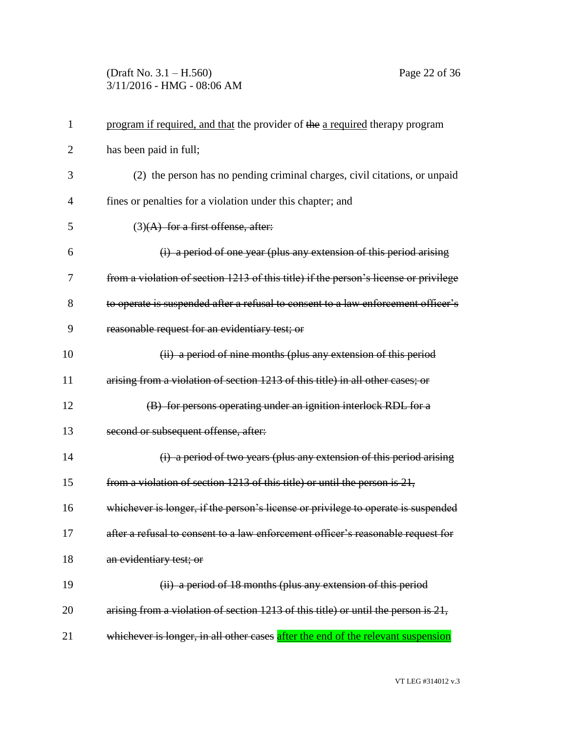<u>program if required, and that</u> the provider of ~~the~~ <u>a required</u> therapy program has been paid in full;

(2) the person has no pending criminal charges, civil citations, or unpaid fines or penalties for a violation under this chapter; and

(3)~~(A) for a first offense, after:~~

~~(i) a period of one year (plus any extension of this period arising from a violation of section 1213 of this title) if the person's license or privilege to operate is suspended after a refusal to consent to a law enforcement officer's reasonable request for an evidentiary test; or~~

~~(ii) a period of nine months (plus any extension of this period arising from a violation of section 1213 of this title) in all other cases; or~~

~~(B) for persons operating under an ignition interlock RDL for a second or subsequent offense, after:~~

~~(i) a period of two years (plus any extension of this period arising from a violation of section 1213 of this title) or until the person is 21, whichever is longer, if the person's license or privilege to operate is suspended after a refusal to consent to a law enforcement officer's reasonable request for an evidentiary test; or~~

~~(ii) a period of 18 months (plus any extension of this period arising from a violation of section 1213 of this title) or until the person is 21, whichever is longer, in all other cases~~ <u>after the end of the relevant suspension</u>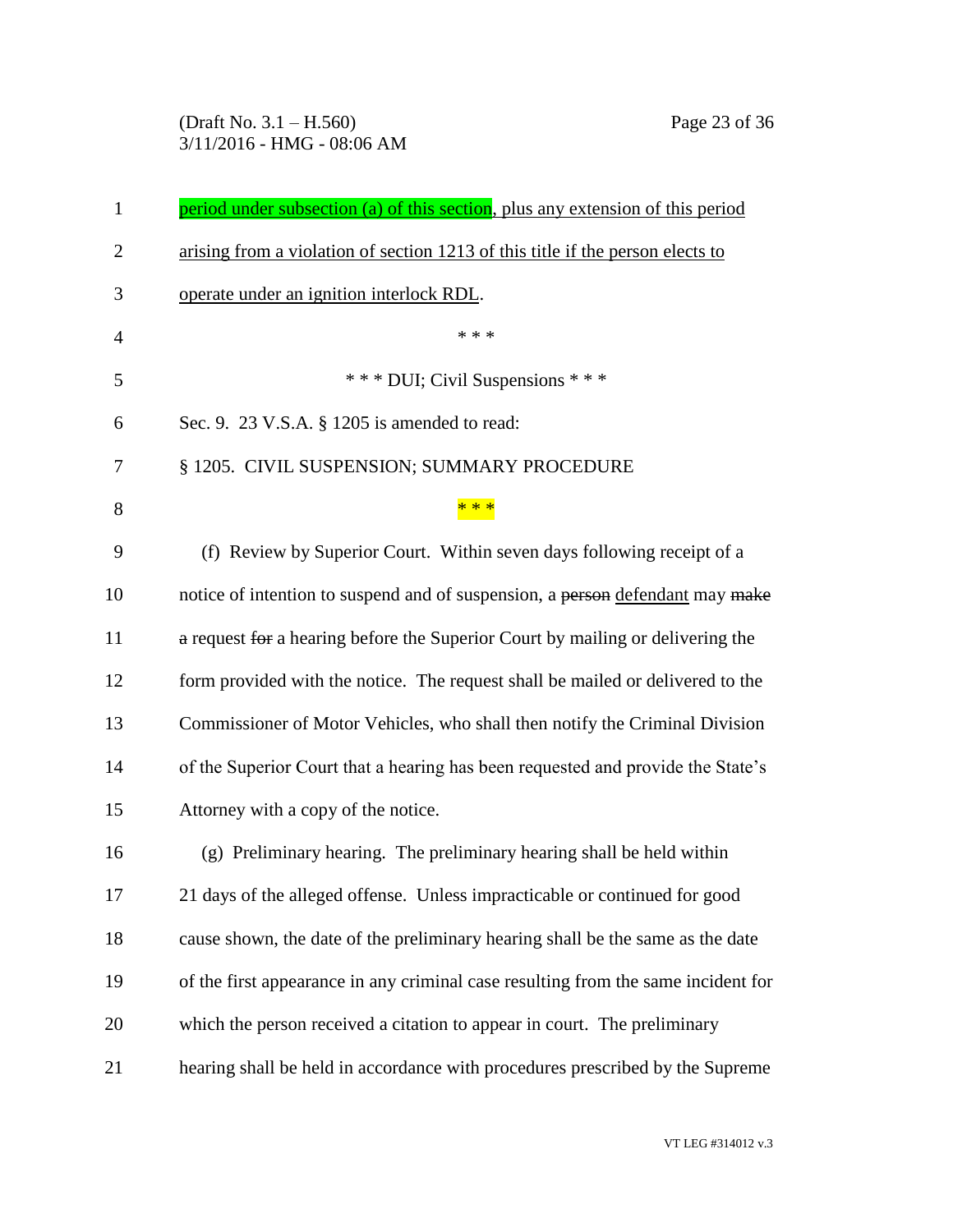period under subsection (a) of this section, plus any extension of this period arising from a violation of section 1213 of this title if the person elects to operate under an ignition interlock RDL.

\* \* \*

\* \* \* DUI; Civil Suspensions \* \* \*

Sec. 9. 23 V.S.A. § 1205 is amended to read:

§ 1205. CIVIL SUSPENSION; SUMMARY PROCEDURE

\* \* \*

(f) Review by Superior Court. Within seven days following receipt of a notice of intention to suspend and of suspension, a ~~person~~ defendant may ~~make a~~ request ~~for~~ a hearing before the Superior Court by mailing or delivering the form provided with the notice. The request shall be mailed or delivered to the Commissioner of Motor Vehicles, who shall then notify the Criminal Division of the Superior Court that a hearing has been requested and provide the State's Attorney with a copy of the notice.

(g) Preliminary hearing. The preliminary hearing shall be held within 21 days of the alleged offense. Unless impracticable or continued for good cause shown, the date of the preliminary hearing shall be the same as the date of the first appearance in any criminal case resulting from the same incident for which the person received a citation to appear in court. The preliminary hearing shall be held in accordance with procedures prescribed by the Supreme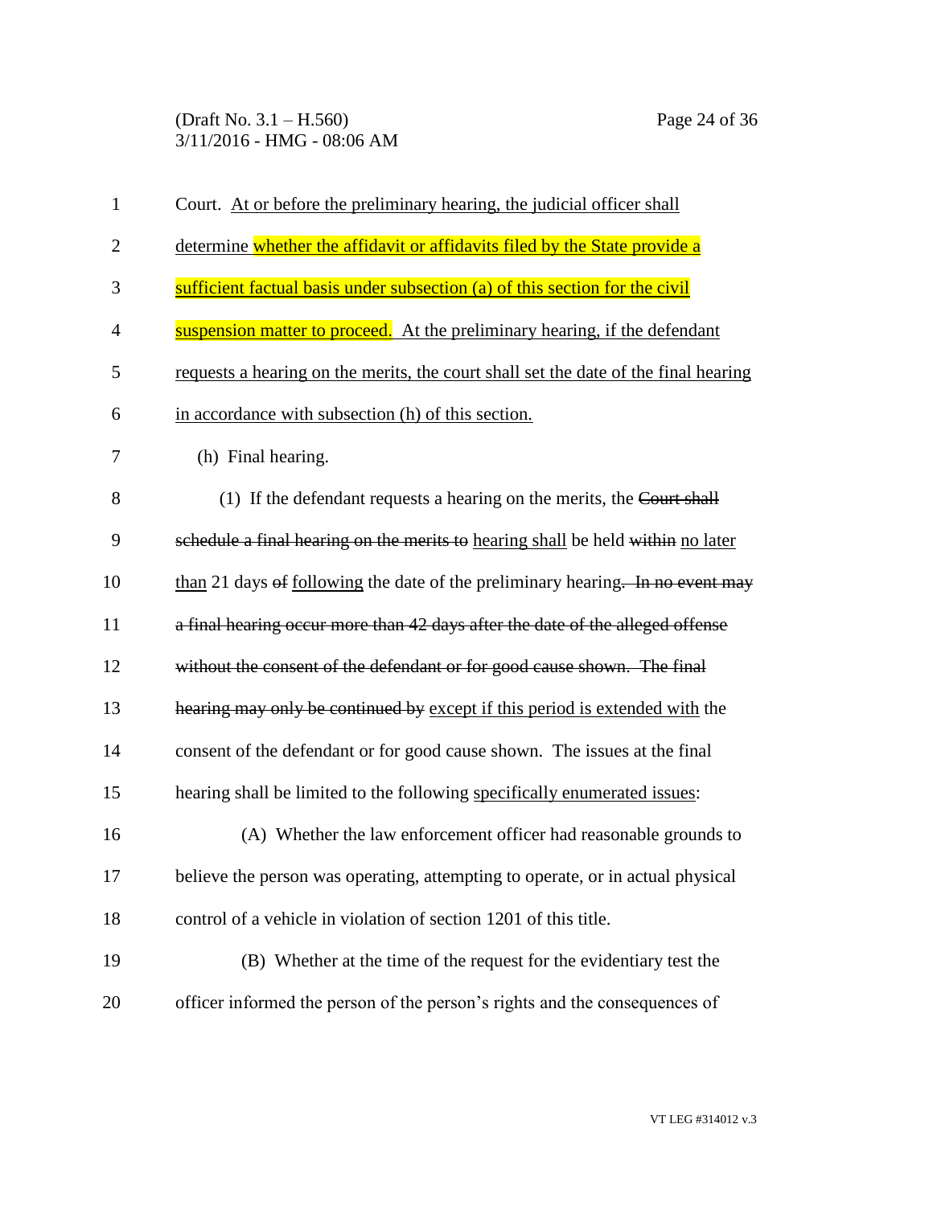Court. At or before the preliminary hearing, the judicial officer shall determine whether the affidavit or affidavits filed by the State provide a sufficient factual basis under subsection (a) of this section for the civil suspension matter to proceed. At the preliminary hearing, if the defendant requests a hearing on the merits, the court shall set the date of the final hearing in accordance with subsection (h) of this section.

(h) Final hearing.

(1) If the defendant requests a hearing on the merits, the ~~Court shall schedule a final hearing on the merits to~~ hearing shall be held ~~within~~ no later than 21 days ~~of~~ following the date of the preliminary hearing~~. In no event may a final hearing occur more than 42 days after the date of the alleged offense without the consent of the defendant or for good cause shown. The final hearing may only be continued by~~ except if this period is extended with the consent of the defendant or for good cause shown. The issues at the final hearing shall be limited to the following specifically enumerated issues:

(A) Whether the law enforcement officer had reasonable grounds to believe the person was operating, attempting to operate, or in actual physical control of a vehicle in violation of section 1201 of this title.

(B) Whether at the time of the request for the evidentiary test the officer informed the person of the person's rights and the consequences of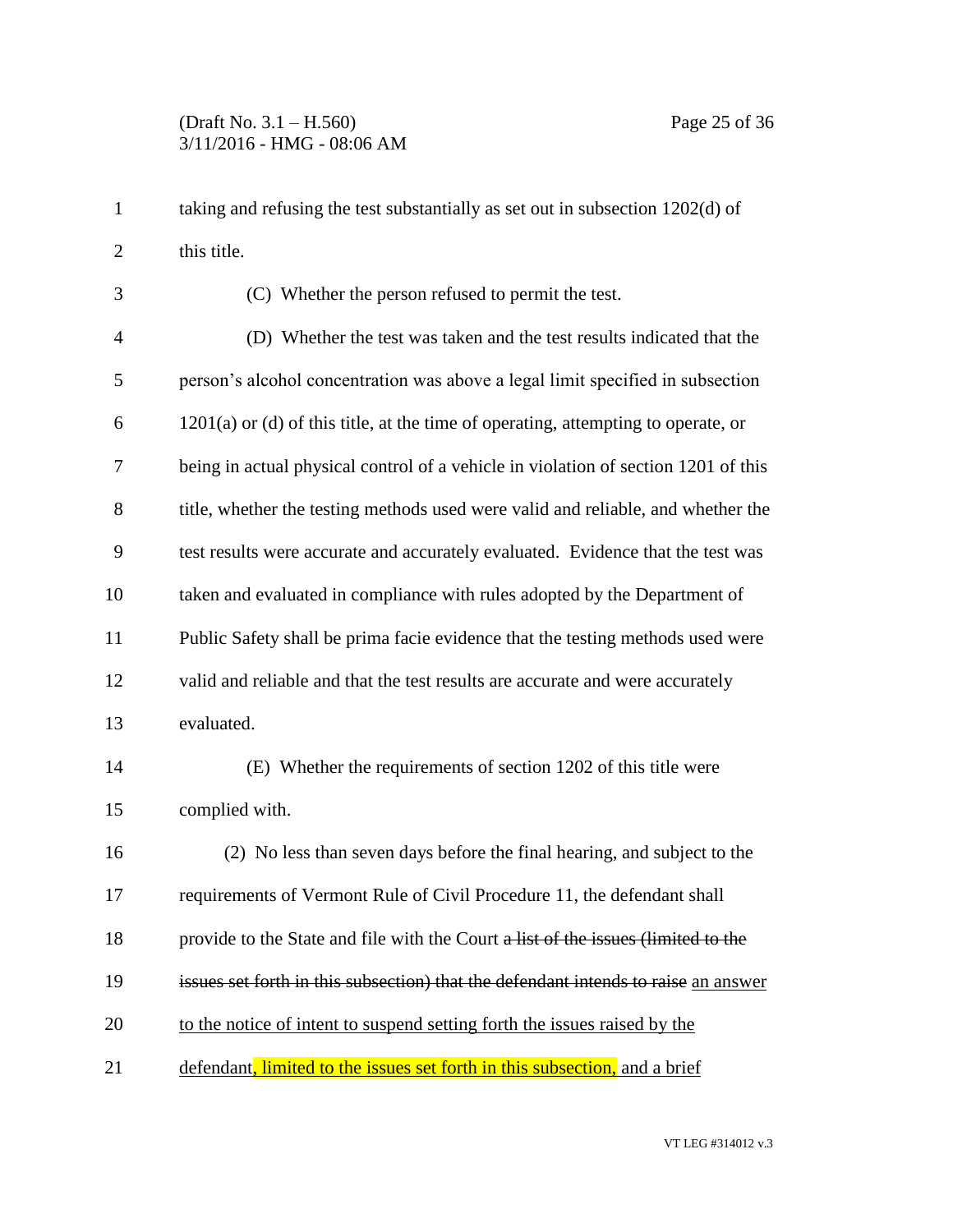taking and refusing the test substantially as set out in subsection 1202(d) of this title.

(C) Whether the person refused to permit the test.

(D) Whether the test was taken and the test results indicated that the person's alcohol concentration was above a legal limit specified in subsection 1201(a) or (d) of this title, at the time of operating, attempting to operate, or being in actual physical control of a vehicle in violation of section 1201 of this title, whether the testing methods used were valid and reliable, and whether the test results were accurate and accurately evaluated. Evidence that the test was taken and evaluated in compliance with rules adopted by the Department of Public Safety shall be prima facie evidence that the testing methods used were valid and reliable and that the test results are accurate and were accurately evaluated.

(E) Whether the requirements of section 1202 of this title were complied with.

(2) No less than seven days before the final hearing, and subject to the requirements of Vermont Rule of Civil Procedure 11, the defendant shall provide to the State and file with the Court ~~a list of the issues (limited to the issues set forth in this subsection) that the defendant intends to raise~~ <u>an answer to the notice of intent to suspend setting forth the issues raised by the defendant, limited to the issues set forth in this subsection, and a brief</u>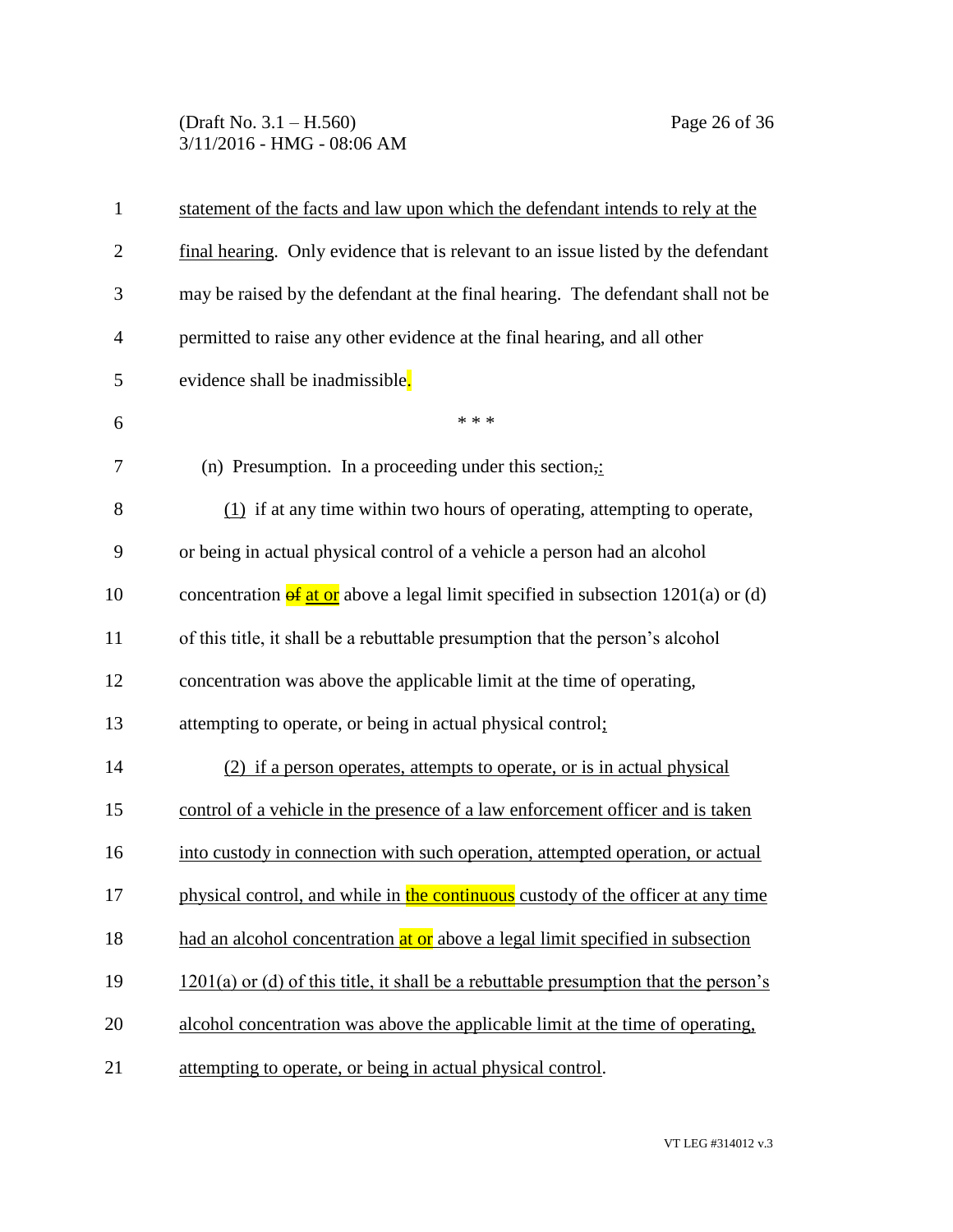statement of the facts and law upon which the defendant intends to rely at the final hearing. Only evidence that is relevant to an issue listed by the defendant may be raised by the defendant at the final hearing. The defendant shall not be permitted to raise any other evidence at the final hearing, and all other evidence shall be inadmissible.

\* \* \*

(n) Presumption. In a proceeding under this section,:

(1) if at any time within two hours of operating, attempting to operate, or being in actual physical control of a vehicle a person had an alcohol concentration ~~of~~ at or above a legal limit specified in subsection 1201(a) or (d) of this title, it shall be a rebuttable presumption that the person's alcohol concentration was above the applicable limit at the time of operating, attempting to operate, or being in actual physical control;

(2) if a person operates, attempts to operate, or is in actual physical control of a vehicle in the presence of a law enforcement officer and is taken into custody in connection with such operation, attempted operation, or actual physical control, and while in the continuous custody of the officer at any time had an alcohol concentration at or above a legal limit specified in subsection 1201(a) or (d) of this title, it shall be a rebuttable presumption that the person's alcohol concentration was above the applicable limit at the time of operating, attempting to operate, or being in actual physical control.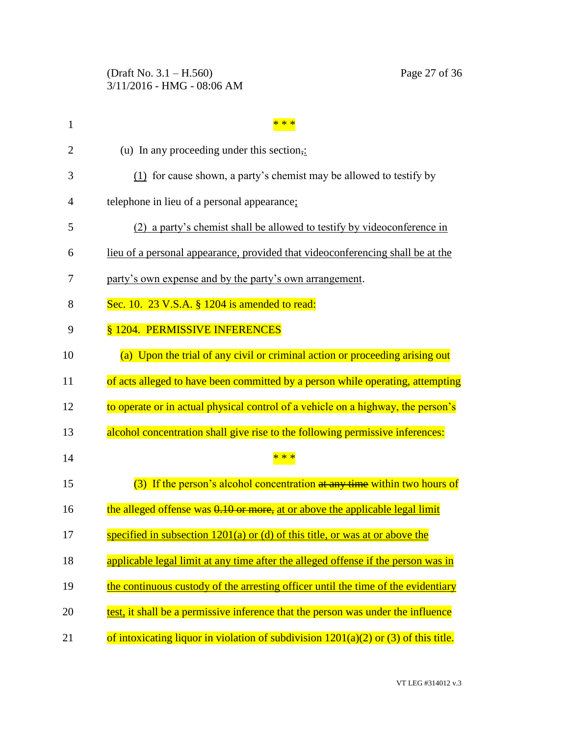\* \* \*

(u) In any proceeding under this section, :

(1) for cause shown, a party's chemist may be allowed to testify by telephone in lieu of a personal appearance;

(2) a party's chemist shall be allowed to testify by videoconference in lieu of a personal appearance, provided that videoconferencing shall be at the party's own expense and by the party's own arrangement.

Sec. 10. 23 V.S.A. § 1204 is amended to read:

§ 1204. PERMISSIVE INFERENCES

(a) Upon the trial of any civil or criminal action or proceeding arising out of acts alleged to have been committed by a person while operating, attempting to operate or in actual physical control of a vehicle on a highway, the person's alcohol concentration shall give rise to the following permissive inferences:

\* \* \*

(3) If the person's alcohol concentration ~~at any time~~ within two hours of the alleged offense was ~~0.10 or more,~~ at or above the applicable legal limit specified in subsection 1201(a) or (d) of this title, or was at or above the applicable legal limit at any time after the alleged offense if the person was in the continuous custody of the arresting officer until the time of the evidentiary test, it shall be a permissive inference that the person was under the influence of intoxicating liquor in violation of subdivision 1201(a)(2) or (3) of this title.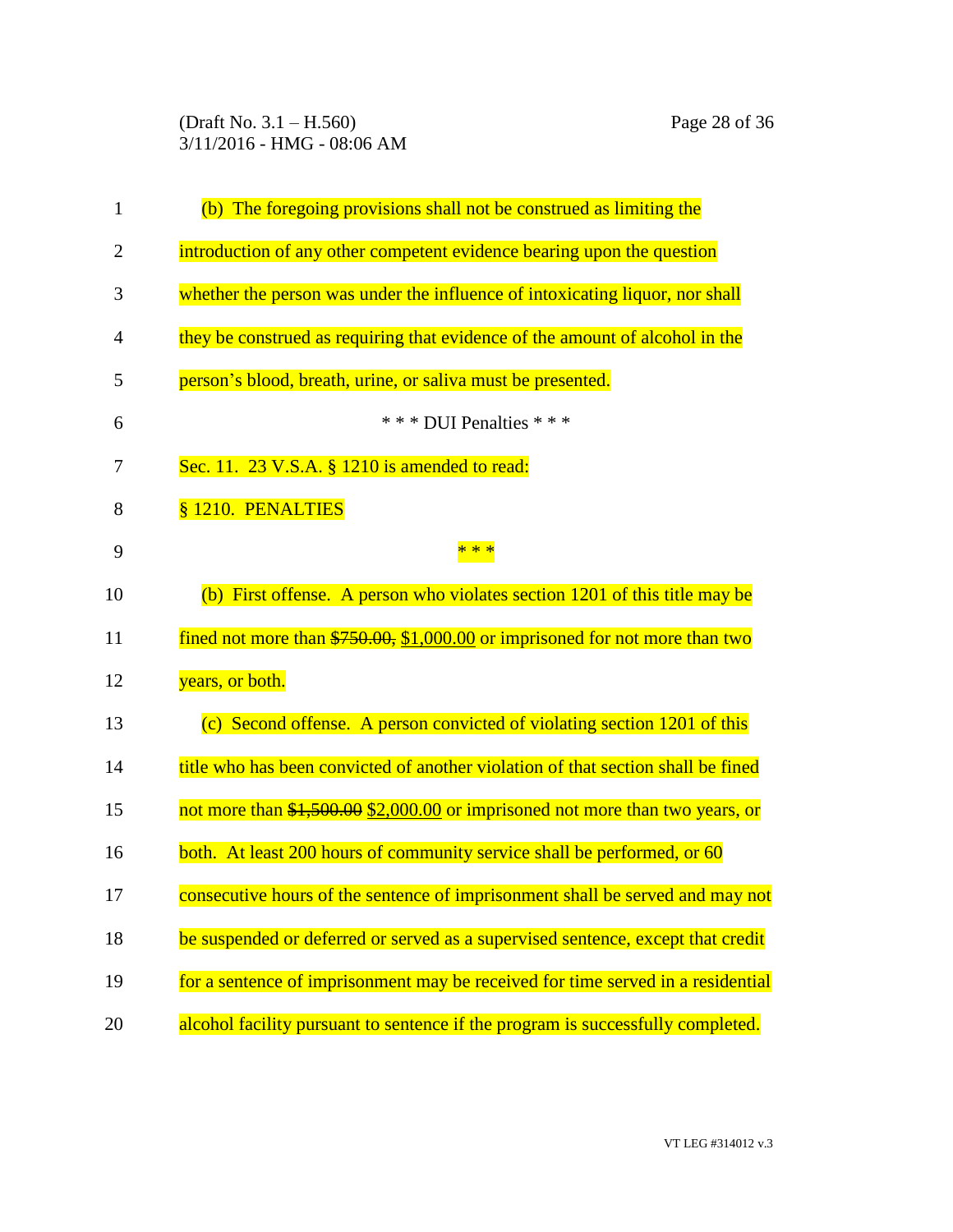(b) The foregoing provisions shall not be construed as limiting the introduction of any other competent evidence bearing upon the question whether the person was under the influence of intoxicating liquor, nor shall they be construed as requiring that evidence of the amount of alcohol in the person's blood, breath, urine, or saliva must be presented.

\* \* \* DUI Penalties \* \* \*

Sec. 11. 23 V.S.A. § 1210 is amended to read:

§ 1210. PENALTIES

\* \* \*

(b) First offense. A person who violates section 1201 of this title may be fined not more than ~~$750.00,~~ $1,000.00 or imprisoned for not more than two years, or both.

(c) Second offense. A person convicted of violating section 1201 of this title who has been convicted of another violation of that section shall be fined not more than ~~$1,500.00~~ $2,000.00 or imprisoned not more than two years, or both. At least 200 hours of community service shall be performed, or 60 consecutive hours of the sentence of imprisonment shall be served and may not be suspended or deferred or served as a supervised sentence, except that credit for a sentence of imprisonment may be received for time served in a residential alcohol facility pursuant to sentence if the program is successfully completed.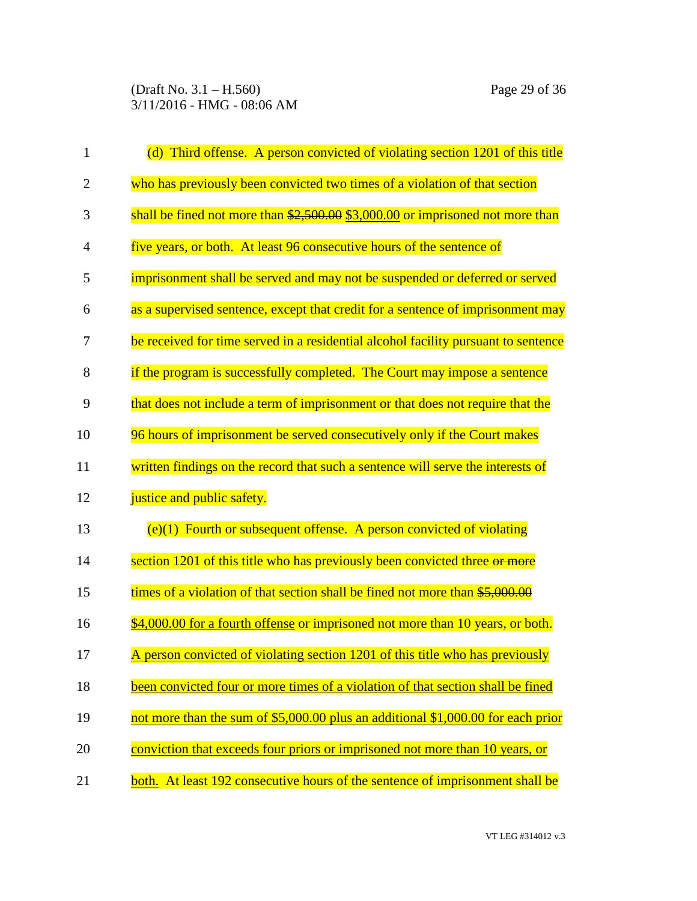(d) Third offense. A person convicted of violating section 1201 of this title who has previously been convicted two times of a violation of that section shall be fined not more than ~~$2,500.00~~ <u>$3,000.00</u> or imprisoned not more than five years, or both. At least 96 consecutive hours of the sentence of imprisonment shall be served and may not be suspended or deferred or served as a supervised sentence, except that credit for a sentence of imprisonment may be received for time served in a residential alcohol facility pursuant to sentence if the program is successfully completed. The Court may impose a sentence that does not include a term of imprisonment or that does not require that the 96 hours of imprisonment be served consecutively only if the Court makes written findings on the record that such a sentence will serve the interests of justice and public safety.

(e)(1) Fourth or subsequent offense. A person convicted of violating section 1201 of this title who has previously been convicted three ~~or more~~ times of a violation of that section shall be fined not more than ~~$5,000.00~~ <u>$4,000.00 for a fourth offense</u> or imprisoned not more than 10 years, or both. <u>A person convicted of violating section 1201 of this title who has previously been convicted four or more times of a violation of that section shall be fined not more than the sum of $5,000.00 plus an additional $1,000.00 for each prior conviction that exceeds four priors or imprisoned not more than 10 years, or both.</u> At least 192 consecutive hours of the sentence of imprisonment shall be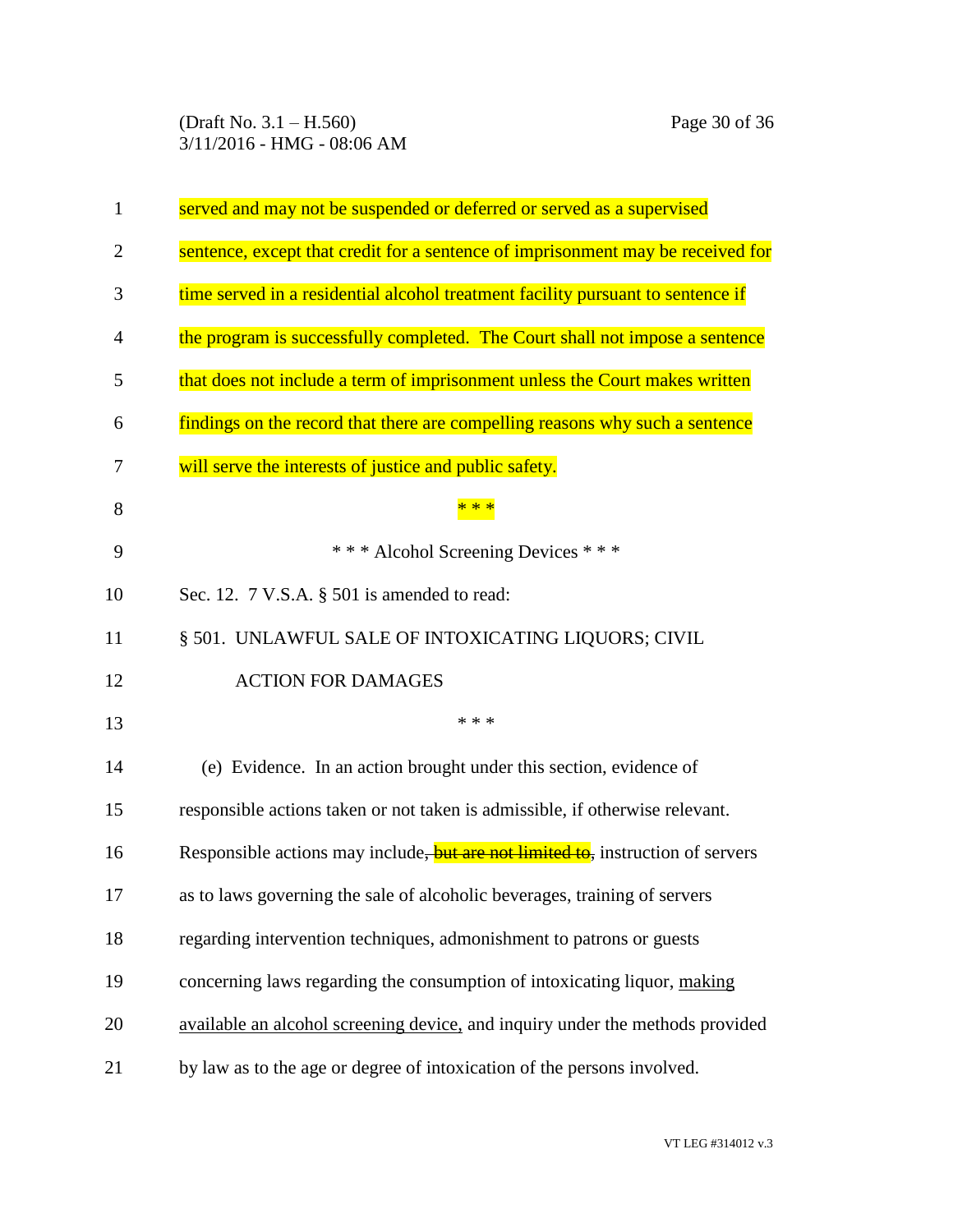served and may not be suspended or deferred or served as a supervised sentence, except that credit for a sentence of imprisonment may be received for time served in a residential alcohol treatment facility pursuant to sentence if the program is successfully completed. The Court shall not impose a sentence that does not include a term of imprisonment unless the Court makes written findings on the record that there are compelling reasons why such a sentence will serve the interests of justice and public safety.

\* \* \*

\* \* \* Alcohol Screening Devices \* \* \*

Sec. 12. 7 V.S.A. § 501 is amended to read:

§ 501. UNLAWFUL SALE OF INTOXICATING LIQUORS; CIVIL ACTION FOR DAMAGES

\* \* \*

(e) Evidence. In an action brought under this section, evidence of responsible actions taken or not taken is admissible, if otherwise relevant. Responsible actions may include~~, but are not limited to~~, instruction of servers as to laws governing the sale of alcoholic beverages, training of servers regarding intervention techniques, admonishment to patrons or guests concerning laws regarding the consumption of intoxicating liquor, <u>making available an alcohol screening device,</u> and inquiry under the methods provided by law as to the age or degree of intoxication of the persons involved.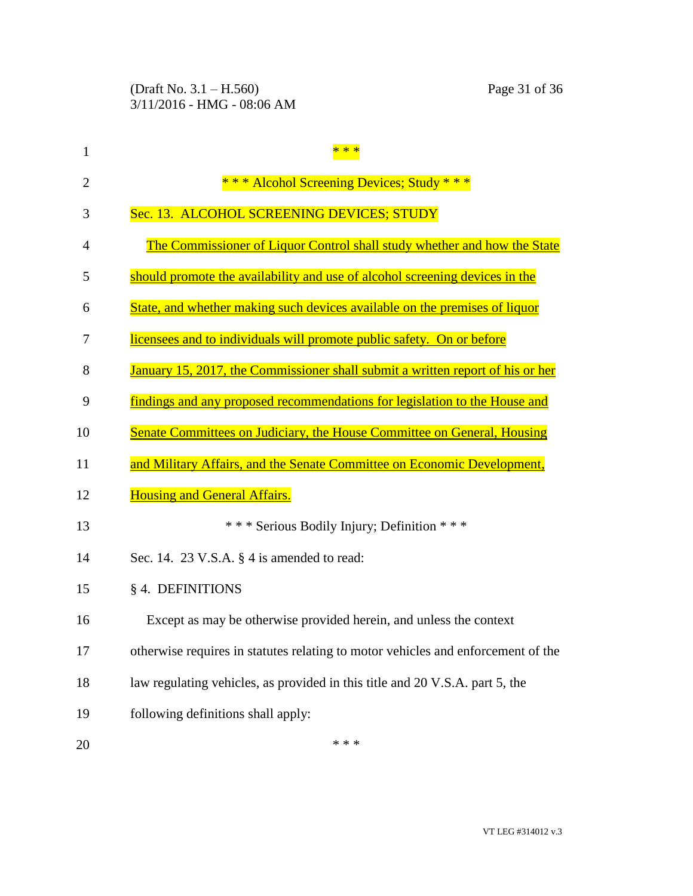\* \* \*

\* \* \* Alcohol Screening Devices; Study \* \* \*

Sec. 13. ALCOHOL SCREENING DEVICES; STUDY

The Commissioner of Liquor Control shall study whether and how the State should promote the availability and use of alcohol screening devices in the State, and whether making such devices available on the premises of liquor licensees and to individuals will promote public safety. On or before January 15, 2017, the Commissioner shall submit a written report of his or her findings and any proposed recommendations for legislation to the House and Senate Committees on Judiciary, the House Committee on General, Housing and Military Affairs, and the Senate Committee on Economic Development, Housing and General Affairs.

\* \* \* Serious Bodily Injury; Definition \* \* \*

Sec. 14. 23 V.S.A. § 4 is amended to read:

§ 4. DEFINITIONS

Except as may be otherwise provided herein, and unless the context otherwise requires in statutes relating to motor vehicles and enforcement of the law regulating vehicles, as provided in this title and 20 V.S.A. part 5, the following definitions shall apply:

\* \* \*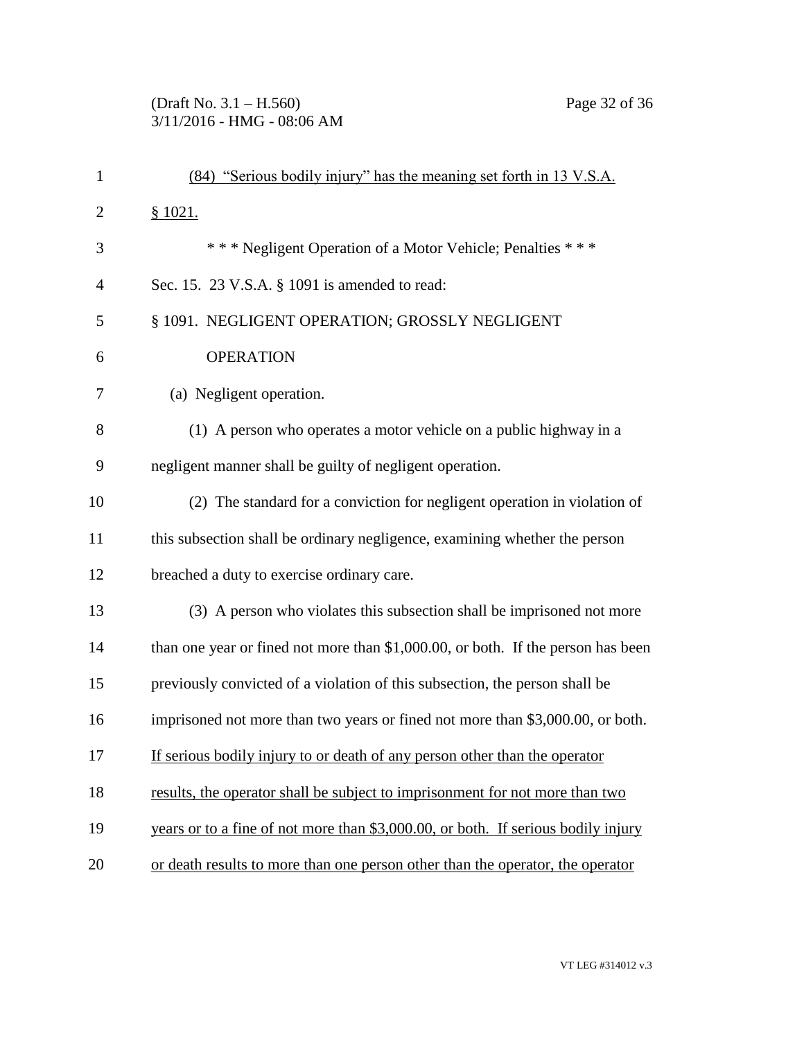(84) "Serious bodily injury" has the meaning set forth in 13 V.S.A. § 1021.

\* \* \* Negligent Operation of a Motor Vehicle; Penalties \* \* \*

Sec. 15. 23 V.S.A. § 1091 is amended to read:

§ 1091. NEGLIGENT OPERATION; GROSSLY NEGLIGENT OPERATION

(a) Negligent operation.

(1) A person who operates a motor vehicle on a public highway in a negligent manner shall be guilty of negligent operation.

(2) The standard for a conviction for negligent operation in violation of this subsection shall be ordinary negligence, examining whether the person breached a duty to exercise ordinary care.

(3) A person who violates this subsection shall be imprisoned not more than one year or fined not more than $1,000.00, or both. If the person has been previously convicted of a violation of this subsection, the person shall be imprisoned not more than two years or fined not more than $3,000.00, or both. If serious bodily injury to or death of any person other than the operator results, the operator shall be subject to imprisonment for not more than two years or to a fine of not more than $3,000.00, or both. If serious bodily injury or death results to more than one person other than the operator, the operator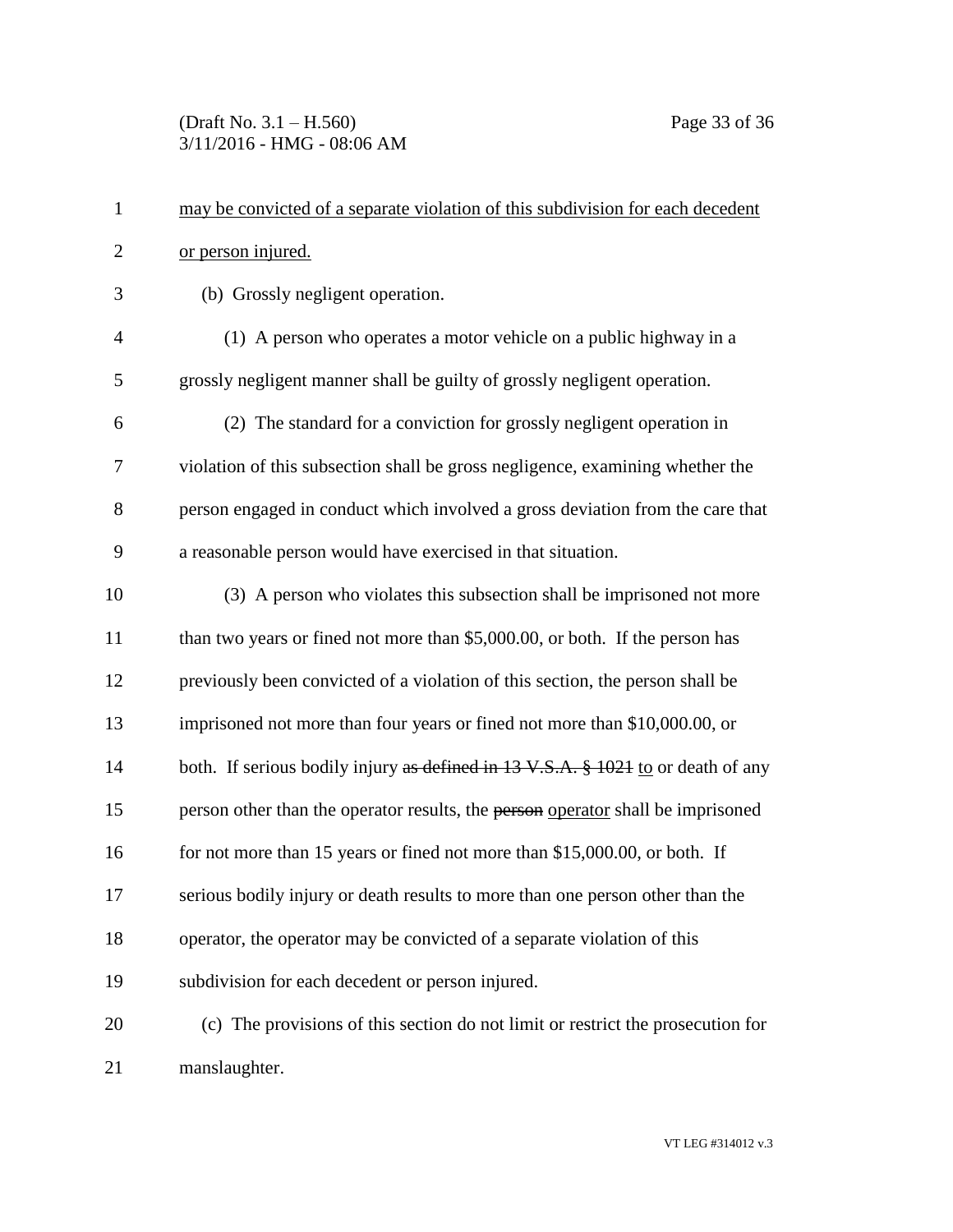may be convicted of a separate violation of this subdivision for each decedent or person injured.

(b) Grossly negligent operation.

(1) A person who operates a motor vehicle on a public highway in a grossly negligent manner shall be guilty of grossly negligent operation.

(2) The standard for a conviction for grossly negligent operation in violation of this subsection shall be gross negligence, examining whether the person engaged in conduct which involved a gross deviation from the care that a reasonable person would have exercised in that situation.

(3) A person who violates this subsection shall be imprisoned not more than two years or fined not more than $5,000.00, or both. If the person has previously been convicted of a violation of this section, the person shall be imprisoned not more than four years or fined not more than $10,000.00, or both. If serious bodily injury ~~as defined in 13 V.S.A. § 1021~~ to or death of any person other than the operator results, the ~~person~~ operator shall be imprisoned for not more than 15 years or fined not more than $15,000.00, or both. If serious bodily injury or death results to more than one person other than the operator, the operator may be convicted of a separate violation of this subdivision for each decedent or person injured.

(c) The provisions of this section do not limit or restrict the prosecution for manslaughter.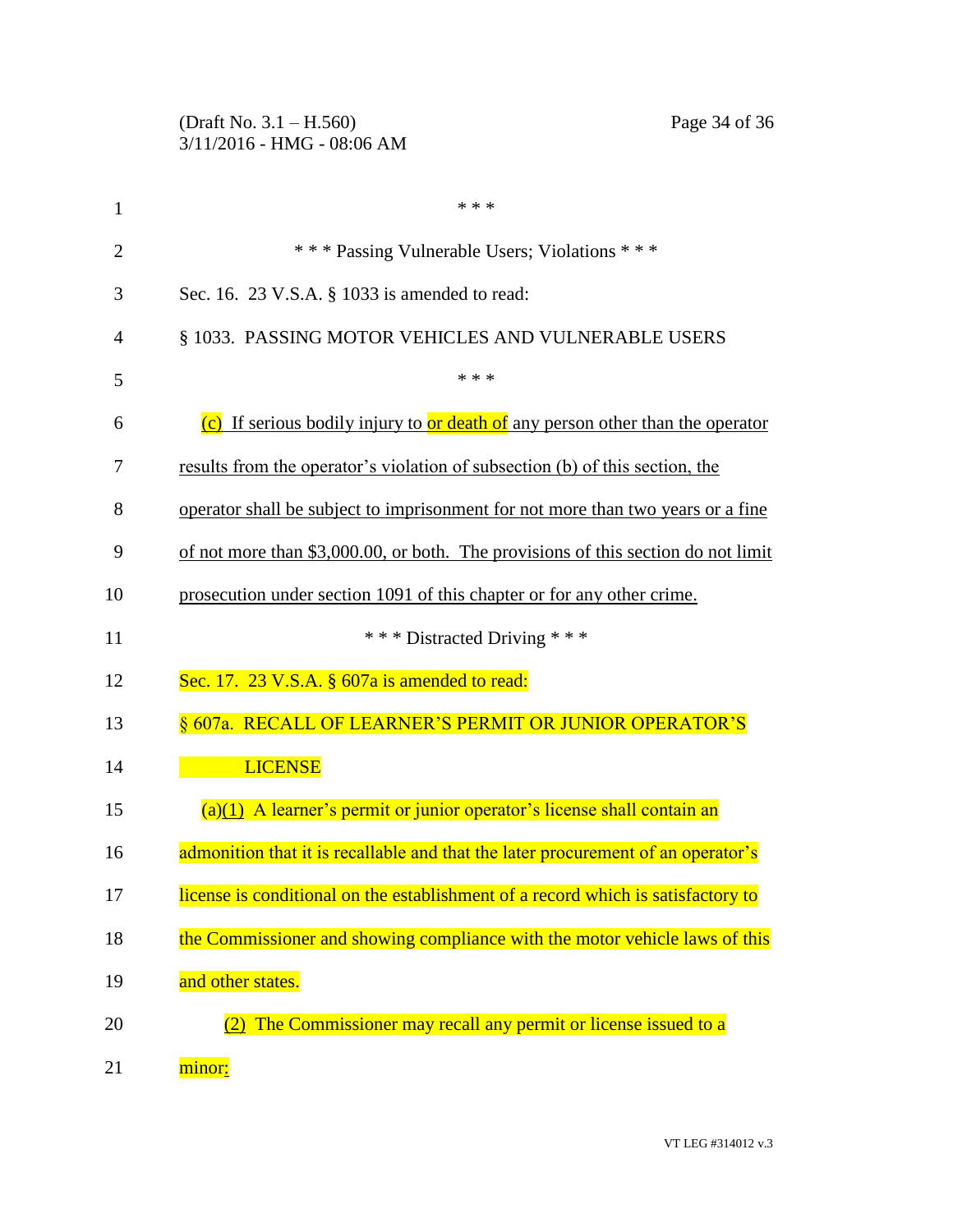\* \* \*

\* \* \* Passing Vulnerable Users; Violations \* \* \*

Sec. 16. 23 V.S.A. § 1033 is amended to read:

§ 1033. PASSING MOTOR VEHICLES AND VULNERABLE USERS

\* \* \*

(c) If serious bodily injury to or death of any person other than the operator results from the operator's violation of subsection (b) of this section, the operator shall be subject to imprisonment for not more than two years or a fine of not more than $3,000.00, or both. The provisions of this section do not limit prosecution under section 1091 of this chapter or for any other crime.

\* \* \* Distracted Driving \* \* \*

Sec. 17. 23 V.S.A. § 607a is amended to read:

§ 607a. RECALL OF LEARNER'S PERMIT OR JUNIOR OPERATOR'S LICENSE

(a)(1) A learner's permit or junior operator's license shall contain an admonition that it is recallable and that the later procurement of an operator's license is conditional on the establishment of a record which is satisfactory to the Commissioner and showing compliance with the motor vehicle laws of this and other states.

(2) The Commissioner may recall any permit or license issued to a minor: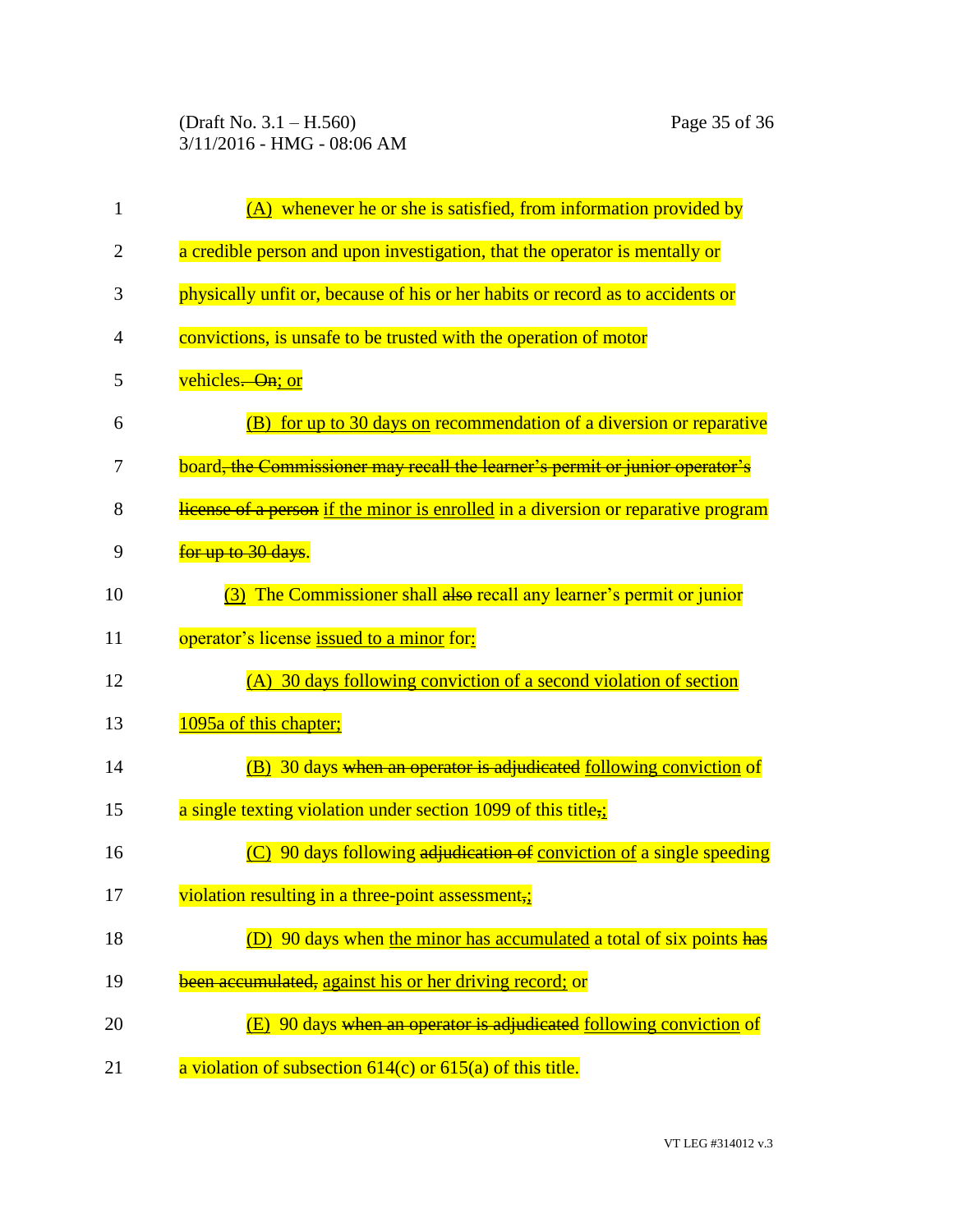(A) whenever he or she is satisfied, from information provided by a credible person and upon investigation, that the operator is mentally or physically unfit or, because of his or her habits or record as to accidents or convictions, is unsafe to be trusted with the operation of motor vehicles. ~~On~~; or

(B) for up to 30 days on recommendation of a diversion or reparative board~~, the Commissioner may recall the learner's permit or junior operator's license of a person~~ if the minor is enrolled in a diversion or reparative program ~~for up to 30 days~~.

(3) The Commissioner shall ~~also~~ recall any learner's permit or junior operator's license issued to a minor for:

(A) 30 days following conviction of a second violation of section 1095a of this chapter;

(B) 30 days ~~when an operator is adjudicated~~ following conviction of a single texting violation under section 1099 of this title~~,~~;

(C) 90 days following ~~adjudication of~~ conviction of a single speeding violation resulting in a three-point assessment~~,~~;

(D) 90 days when the minor has accumulated a total of six points ~~has been accumulated,~~ against his or her driving record; or

(E) 90 days ~~when an operator is adjudicated~~ following conviction of a violation of subsection 614(c) or 615(a) of this title.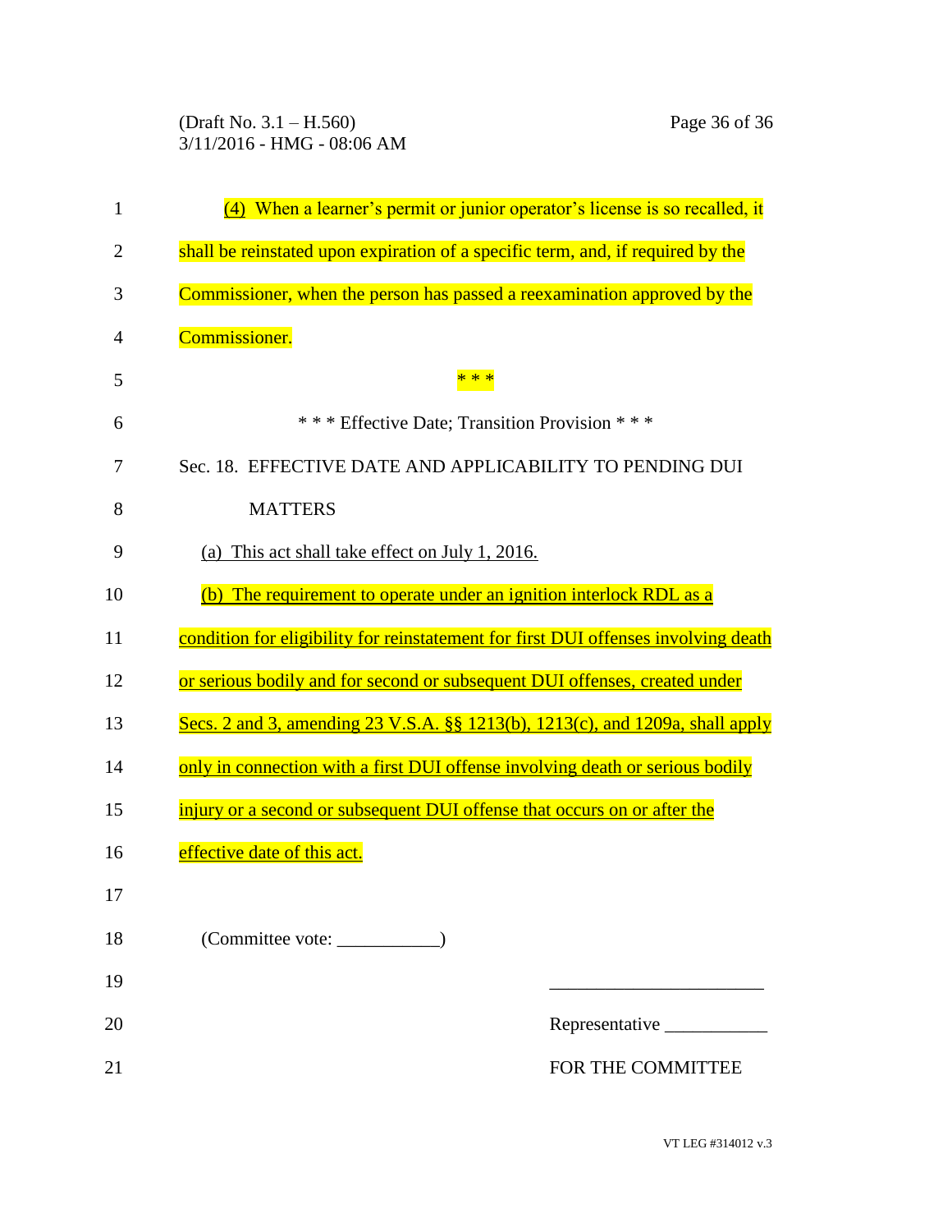(4) When a learner's permit or junior operator's license is so recalled, it shall be reinstated upon expiration of a specific term, and, if required by the Commissioner, when the person has passed a reexamination approved by the Commissioner.

\* \* \*

\* \* \* Effective Date; Transition Provision \* \* \*

Sec. 18. EFFECTIVE DATE AND APPLICABILITY TO PENDING DUI MATTERS

(a) This act shall take effect on July 1, 2016.

(b) The requirement to operate under an ignition interlock RDL as a condition for eligibility for reinstatement for first DUI offenses involving death or serious bodily and for second or subsequent DUI offenses, created under Secs. 2 and 3, amending 23 V.S.A. §§ 1213(b), 1213(c), and 1209a, shall apply only in connection with a first DUI offense involving death or serious bodily injury or a second or subsequent DUI offense that occurs on or after the effective date of this act.

(Committee vote: ___________)

_______________________

Representative ___________

FOR THE COMMITTEE